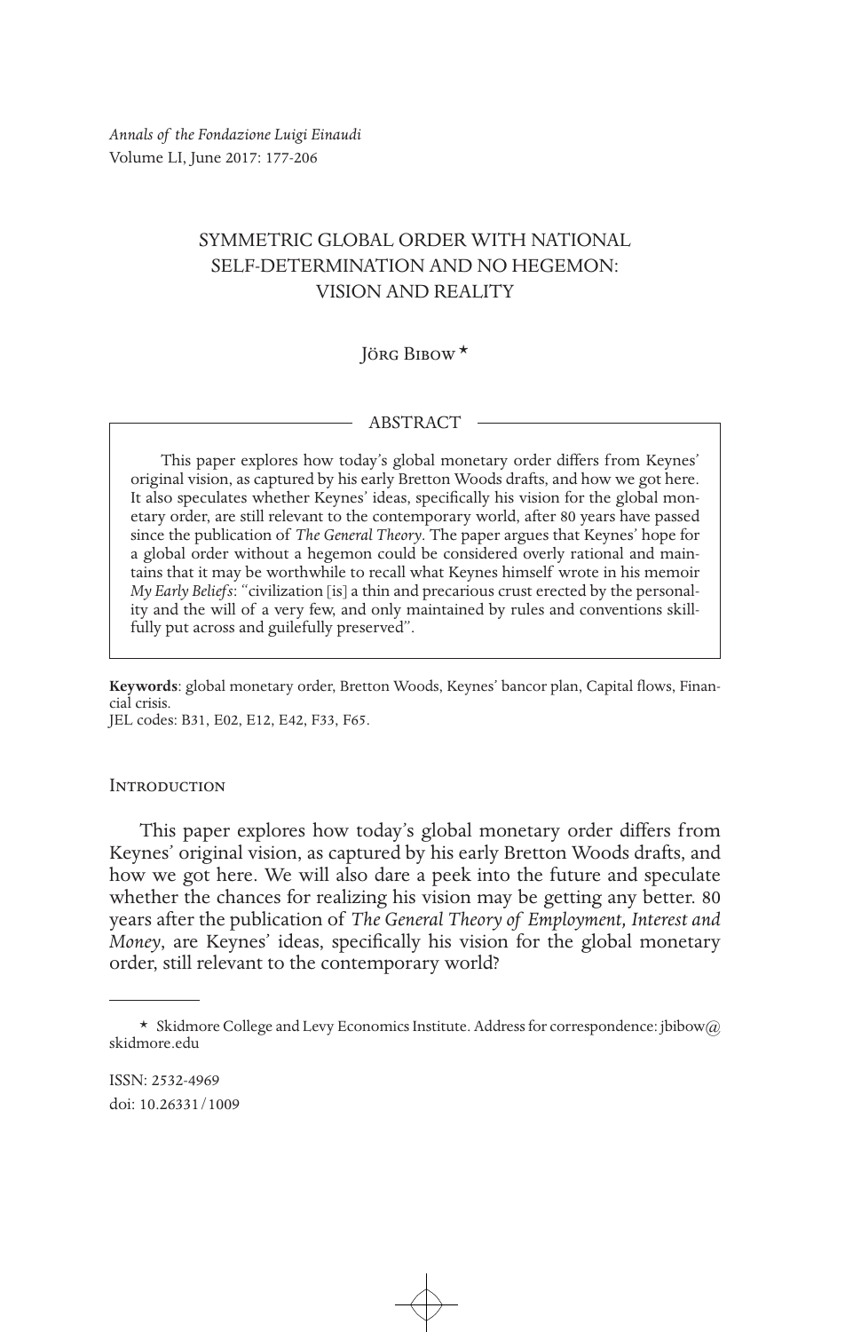# SYMMETRIC GLOBAL ORDER WITH NATIONAL SELF-DETERMINATION AND NO HEGEMON: VISION AND REALITY

Jörg Bibow *

## ABSTRACT

This paper explores how today's global monetary order differs from Keynes' original vision, as captured by his early Bretton Woods drafts, and how we got here. It also speculates whether Keynes' ideas, specifically his vision for the global monetary order, are still relevant to the contemporary world, after 80 years have passed since the publication of *The General Theory*. The paper argues that Keynes' hope for a global order without a hegemon could be considered overly rational and maintains that it may be worthwhile to recall what Keynes himself wrote in his memoir *My Early Beliefs*: "civilization [is] a thin and precarious crust erected by the personality and the will of a very few, and only maintained by rules and conventions skillfully put across and guilefully preserved".

**Keywords**: global monetary order, Bretton Woods, Keynes' bancor plan, Capital flows, Financial crisis.

JEL codes: B31, E02, E12, E42, F33, F65.

## Introduction

This paper explores how today's global monetary order differs from Keynes' original vision, as captured by his early Bretton Woods drafts, and how we got here. We will also dare a peek into the future and speculate whether the chances for realizing his vision may be getting any better. 80 years after the publication of *The General Theory of Employment, Interest and Money*, are Keynes' ideas, specifically his vision for the global monetary order, still relevant to the contemporary world?

* Skidmore College and Levy Economics Institute. Address for correspondence: jbibow@skidmore.edu

ISSN: 2532-4969

doi: 10.26331/1009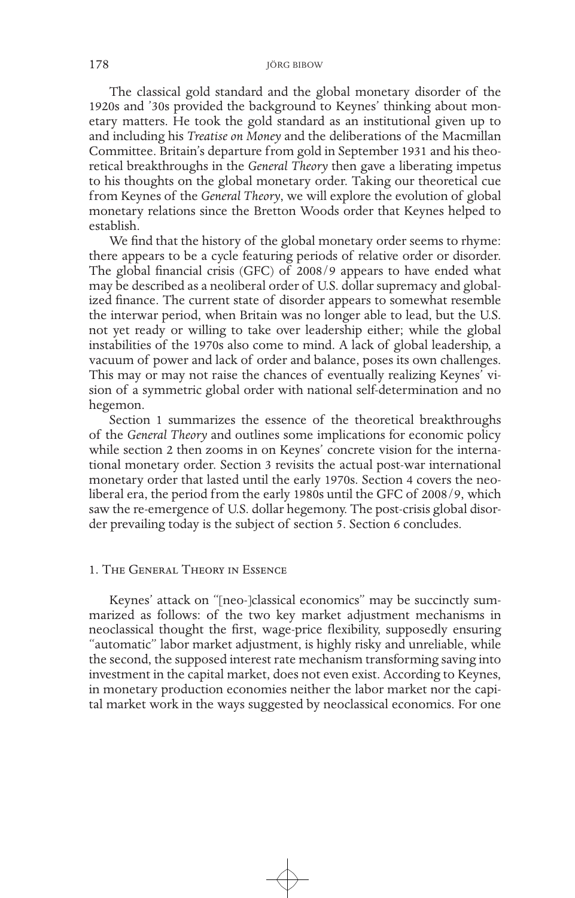The classical gold standard and the global monetary disorder of the 1920s and '30s provided the background to Keynes' thinking about monetary matters. He took the gold standard as an institutional given up to and including his *Treatise on Money* and the deliberations of the Macmillan Committee. Britain's departure from gold in September 1931 and his theoretical breakthroughs in the *General Theory* then gave a liberating impetus to his thoughts on the global monetary order. Taking our theoretical cue from Keynes of the *General Theory*, we will explore the evolution of global monetary relations since the Bretton Woods order that Keynes helped to establish.

We find that the history of the global monetary order seems to rhyme: there appears to be a cycle featuring periods of relative order or disorder. The global financial crisis (GFC) of 2008/9 appears to have ended what may be described as a neoliberal order of U.S. dollar supremacy and globalized finance. The current state of disorder appears to somewhat resemble the interwar period, when Britain was no longer able to lead, but the U.S. not yet ready or willing to take over leadership either; while the global instabilities of the 1970s also come to mind. A lack of global leadership, a vacuum of power and lack of order and balance, poses its own challenges. This may or may not raise the chances of eventually realizing Keynes' vision of a symmetric global order with national self-determination and no hegemon.

Section 1 summarizes the essence of the theoretical breakthroughs of the *General Theory* and outlines some implications for economic policy while section 2 then zooms in on Keynes' concrete vision for the international monetary order. Section 3 revisits the actual post-war international monetary order that lasted until the early 1970s. Section 4 covers the neoliberal era, the period from the early 1980s until the GFC of 2008/9, which saw the re-emergence of U.S. dollar hegemony. The post-crisis global disorder prevailing today is the subject of section 5. Section 6 concludes.

## 1. The General Theory in Essence

Keynes' attack on "[neo-]classical economics" may be succinctly summarized as follows: of the two key market adjustment mechanisms in neoclassical thought the first, wage-price flexibility, supposedly ensuring "automatic" labor market adjustment, is highly risky and unreliable, while the second, the supposed interest rate mechanism transforming saving into investment in the capital market, does not even exist. According to Keynes, in monetary production economies neither the labor market nor the capital market work in the ways suggested by neoclassical economics. For one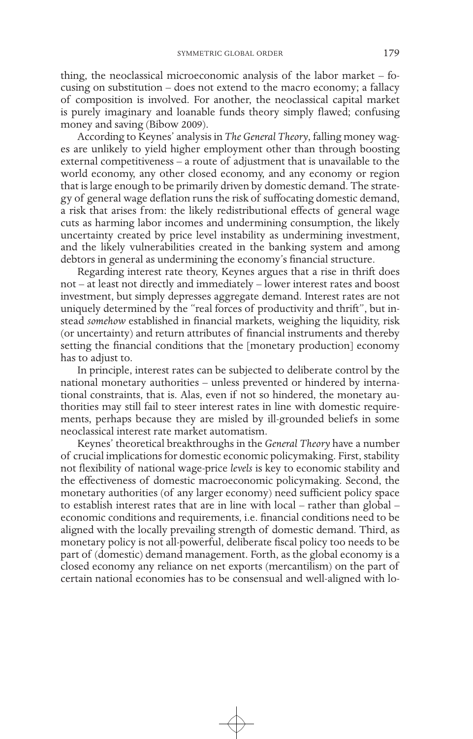thing, the neoclassical microeconomic analysis of the labor market – focusing on substitution – does not extend to the macro economy; a fallacy of composition is involved. For another, the neoclassical capital market is purely imaginary and loanable funds theory simply flawed; confusing money and saving (Bibow 2009).

According to Keynes' analysis in *The General Theory*, falling money wages are unlikely to yield higher employment other than through boosting external competitiveness – a route of adjustment that is unavailable to the world economy, any other closed economy, and any economy or region that is large enough to be primarily driven by domestic demand. The strategy of general wage deflation runs the risk of suffocating domestic demand, a risk that arises from: the likely redistributional effects of general wage cuts as harming labor incomes and undermining consumption, the likely uncertainty created by price level instability as undermining investment, and the likely vulnerabilities created in the banking system and among debtors in general as undermining the economy's financial structure.

Regarding interest rate theory, Keynes argues that a rise in thrift does not – at least not directly and immediately – lower interest rates and boost investment, but simply depresses aggregate demand. Interest rates are not uniquely determined by the "real forces of productivity and thrift", but instead *somehow* established in financial markets, weighing the liquidity, risk (or uncertainty) and return attributes of financial instruments and thereby setting the financial conditions that the [monetary production] economy has to adjust to.

In principle, interest rates can be subjected to deliberate control by the national monetary authorities – unless prevented or hindered by international constraints, that is. Alas, even if not so hindered, the monetary authorities may still fail to steer interest rates in line with domestic requirements, perhaps because they are misled by ill-grounded beliefs in some neoclassical interest rate market automatism.

Keynes' theoretical breakthroughs in the *General Theory* have a number of crucial implications for domestic economic policymaking. First, stability not flexibility of national wage-price *levels* is key to economic stability and the effectiveness of domestic macroeconomic policymaking. Second, the monetary authorities (of any larger economy) need sufficient policy space to establish interest rates that are in line with local – rather than global – economic conditions and requirements, i.e. financial conditions need to be aligned with the locally prevailing strength of domestic demand. Third, as monetary policy is not all-powerful, deliberate fiscal policy too needs to be part of (domestic) demand management. Forth, as the global economy is a closed economy any reliance on net exports (mercantilism) on the part of certain national economies has to be consensual and well-aligned with lo-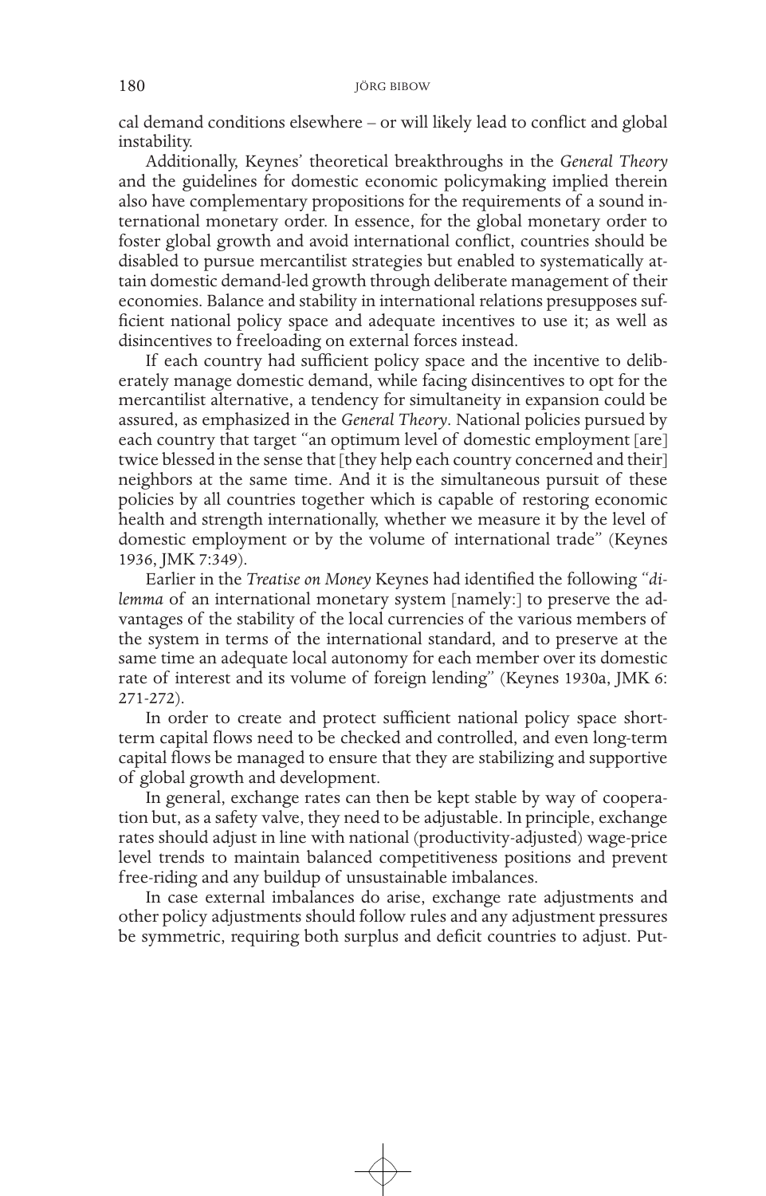cal demand conditions elsewhere – or will likely lead to conflict and global instability.

Additionally, Keynes' theoretical breakthroughs in the *General Theory* and the guidelines for domestic economic policymaking implied therein also have complementary propositions for the requirements of a sound international monetary order. In essence, for the global monetary order to foster global growth and avoid international conflict, countries should be disabled to pursue mercantilist strategies but enabled to systematically attain domestic demand-led growth through deliberate management of their economies. Balance and stability in international relations presupposes sufficient national policy space and adequate incentives to use it; as well as disincentives to freeloading on external forces instead.

If each country had sufficient policy space and the incentive to deliberately manage domestic demand, while facing disincentives to opt for the mercantilist alternative, a tendency for simultaneity in expansion could be assured, as emphasized in the *General Theory*. National policies pursued by each country that target "an optimum level of domestic employment [are] twice blessed in the sense that [they help each country concerned and their] neighbors at the same time. And it is the simultaneous pursuit of these policies by all countries together which is capable of restoring economic health and strength internationally, whether we measure it by the level of domestic employment or by the volume of international trade" (Keynes 1936, JMK 7:349).

Earlier in the *Treatise on Money* Keynes had identified the following "*dilemma* of an international monetary system [namely:] to preserve the advantages of the stability of the local currencies of the various members of the system in terms of the international standard, and to preserve at the same time an adequate local autonomy for each member over its domestic rate of interest and its volume of foreign lending" (Keynes 1930a, JMK 6: 271-272).

In order to create and protect sufficient national policy space short-term capital flows need to be checked and controlled, and even long-term capital flows be managed to ensure that they are stabilizing and supportive of global growth and development.

In general, exchange rates can then be kept stable by way of cooperation but, as a safety valve, they need to be adjustable. In principle, exchange rates should adjust in line with national (productivity-adjusted) wage-price level trends to maintain balanced competitiveness positions and prevent free-riding and any buildup of unsustainable imbalances.

In case external imbalances do arise, exchange rate adjustments and other policy adjustments should follow rules and any adjustment pressures be symmetric, requiring both surplus and deficit countries to adjust. Put-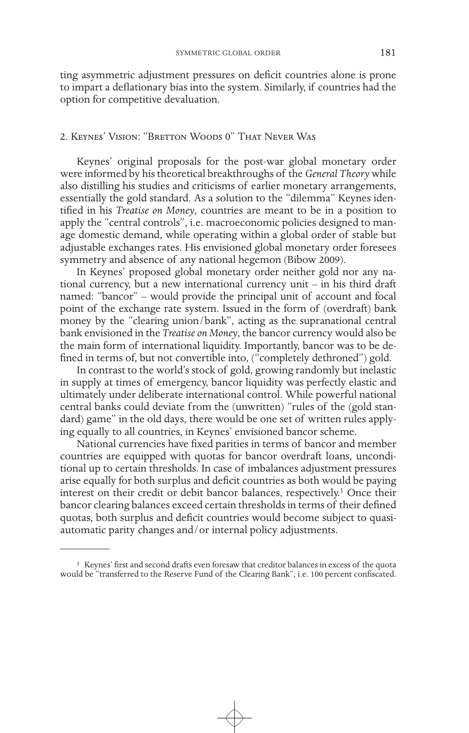ting asymmetric adjustment pressures on deficit countries alone is prone to impart a deflationary bias into the system. Similarly, if countries had the option for competitive devaluation.

## 2. Keynes' Vision: "Bretton Woods 0" That Never Was

Keynes' original proposals for the post-war global monetary order were informed by his theoretical breakthroughs of the *General Theory* while also distilling his studies and criticisms of earlier monetary arrangements, essentially the gold standard. As a solution to the "dilemma" Keynes identified in his *Treatise on Money*, countries are meant to be in a position to apply the "central controls", i.e. macroeconomic policies designed to manage domestic demand, while operating within a global order of stable but adjustable exchanges rates. His envisioned global monetary order foresees symmetry and absence of any national hegemon (Bibow 2009).

In Keynes' proposed global monetary order neither gold nor any national currency, but a new international currency unit – in his third draft named: "bancor" – would provide the principal unit of account and focal point of the exchange rate system. Issued in the form of (overdraft) bank money by the "clearing union/bank", acting as the supranational central bank envisioned in the *Treatise on Money*, the bancor currency would also be the main form of international liquidity. Importantly, bancor was to be defined in terms of, but not convertible into, ("completely dethroned") gold.

In contrast to the world's stock of gold, growing randomly but inelastic in supply at times of emergency, bancor liquidity was perfectly elastic and ultimately under deliberate international control. While powerful national central banks could deviate from the (unwritten) "rules of the (gold standard) game" in the old days, there would be one set of written rules applying equally to all countries, in Keynes' envisioned bancor scheme.

National currencies have fixed parities in terms of bancor and member countries are equipped with quotas for bancor overdraft loans, unconditional up to certain thresholds. In case of imbalances adjustment pressures arise equally for both surplus and deficit countries as both would be paying interest on their credit or debit bancor balances, respectively.[1] Once their bancor clearing balances exceed certain thresholds in terms of their defined quotas, both surplus and deficit countries would become subject to quasi-automatic parity changes and/or internal policy adjustments.

---

[1] Keynes' first and second drafts even foresaw that creditor balances in excess of the quota would be "transferred to the Reserve Fund of the Clearing Bank", i.e. 100 percent confiscated.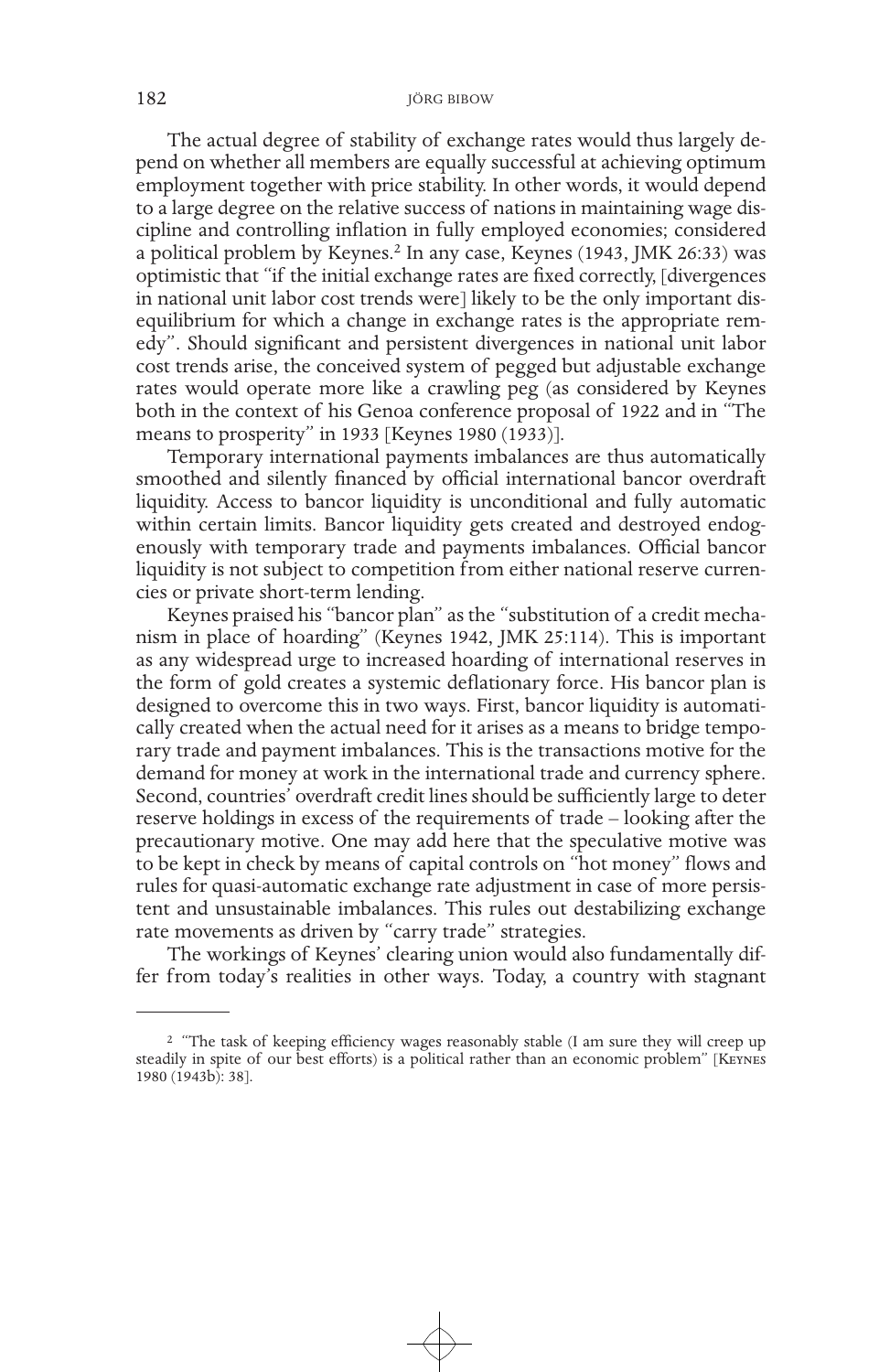The actual degree of stability of exchange rates would thus largely depend on whether all members are equally successful at achieving optimum employment together with price stability. In other words, it would depend to a large degree on the relative success of nations in maintaining wage discipline and controlling inflation in fully employed economies; considered a political problem by Keynes.[2] In any case, Keynes (1943, JMK 26:33) was optimistic that "if the initial exchange rates are fixed correctly, [divergences in national unit labor cost trends were] likely to be the only important disequilibrium for which a change in exchange rates is the appropriate remedy". Should significant and persistent divergences in national unit labor cost trends arise, the conceived system of pegged but adjustable exchange rates would operate more like a crawling peg (as considered by Keynes both in the context of his Genoa conference proposal of 1922 and in "The means to prosperity" in 1933 [Keynes 1980 (1933)].

Temporary international payments imbalances are thus automatically smoothed and silently financed by official international bancor overdraft liquidity. Access to bancor liquidity is unconditional and fully automatic within certain limits. Bancor liquidity gets created and destroyed endogenously with temporary trade and payments imbalances. Official bancor liquidity is not subject to competition from either national reserve currencies or private short-term lending.

Keynes praised his "bancor plan" as the "substitution of a credit mechanism in place of hoarding" (Keynes 1942, JMK 25:114). This is important as any widespread urge to increased hoarding of international reserves in the form of gold creates a systemic deflationary force. His bancor plan is designed to overcome this in two ways. First, bancor liquidity is automatically created when the actual need for it arises as a means to bridge temporary trade and payment imbalances. This is the transactions motive for the demand for money at work in the international trade and currency sphere. Second, countries' overdraft credit lines should be sufficiently large to deter reserve holdings in excess of the requirements of trade – looking after the precautionary motive. One may add here that the speculative motive was to be kept in check by means of capital controls on "hot money" flows and rules for quasi-automatic exchange rate adjustment in case of more persistent and unsustainable imbalances. This rules out destabilizing exchange rate movements as driven by "carry trade" strategies.

The workings of Keynes' clearing union would also fundamentally differ from today's realities in other ways. Today, a country with stagnant

---

[2] "The task of keeping efficiency wages reasonably stable (I am sure they will creep up steadily in spite of our best efforts) is a political rather than an economic problem" [Keynes 1980 (1943b): 38].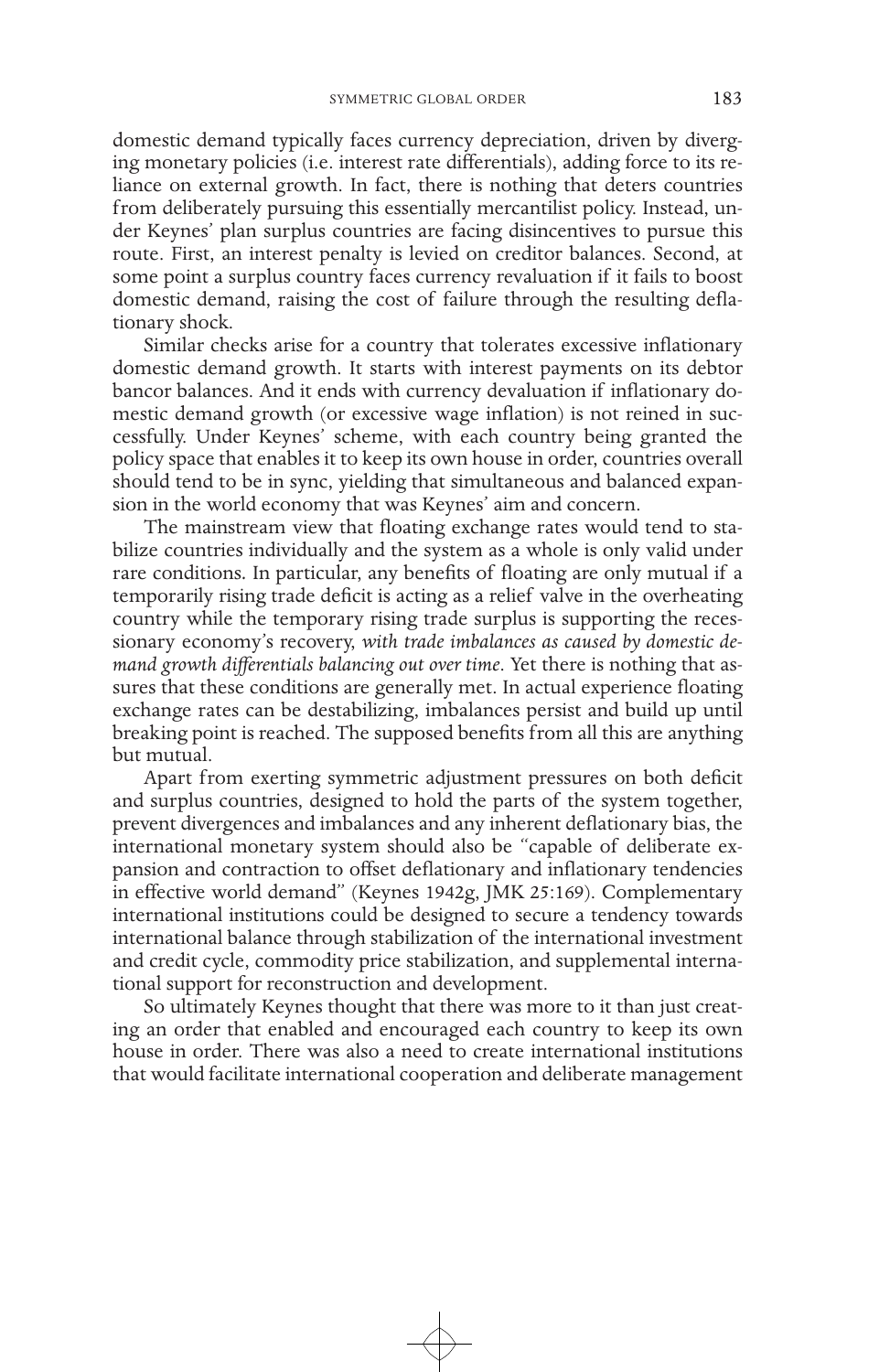domestic demand typically faces currency depreciation, driven by diverging monetary policies (i.e. interest rate differentials), adding force to its reliance on external growth. In fact, there is nothing that deters countries from deliberately pursuing this essentially mercantilist policy. Instead, under Keynes' plan surplus countries are facing disincentives to pursue this route. First, an interest penalty is levied on creditor balances. Second, at some point a surplus country faces currency revaluation if it fails to boost domestic demand, raising the cost of failure through the resulting deflationary shock.

Similar checks arise for a country that tolerates excessive inflationary domestic demand growth. It starts with interest payments on its debtor bancor balances. And it ends with currency devaluation if inflationary domestic demand growth (or excessive wage inflation) is not reined in successfully. Under Keynes' scheme, with each country being granted the policy space that enables it to keep its own house in order, countries overall should tend to be in sync, yielding that simultaneous and balanced expansion in the world economy that was Keynes' aim and concern.

The mainstream view that floating exchange rates would tend to stabilize countries individually and the system as a whole is only valid under rare conditions. In particular, any benefits of floating are only mutual if a temporarily rising trade deficit is acting as a relief valve in the overheating country while the temporary rising trade surplus is supporting the recessionary economy's recovery, *with trade imbalances as caused by domestic demand growth differentials balancing out over time*. Yet there is nothing that assures that these conditions are generally met. In actual experience floating exchange rates can be destabilizing, imbalances persist and build up until breaking point is reached. The supposed benefits from all this are anything but mutual.

Apart from exerting symmetric adjustment pressures on both deficit and surplus countries, designed to hold the parts of the system together, prevent divergences and imbalances and any inherent deflationary bias, the international monetary system should also be "capable of deliberate expansion and contraction to offset deflationary and inflationary tendencies in effective world demand" (Keynes 1942g, JMK 25:169). Complementary international institutions could be designed to secure a tendency towards international balance through stabilization of the international investment and credit cycle, commodity price stabilization, and supplemental international support for reconstruction and development.

So ultimately Keynes thought that there was more to it than just creating an order that enabled and encouraged each country to keep its own house in order. There was also a need to create international institutions that would facilitate international cooperation and deliberate management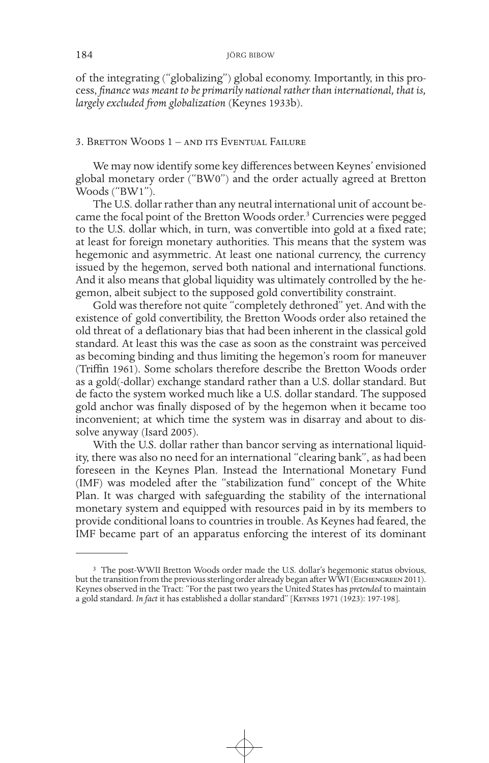of the integrating ("globalizing") global economy. Importantly, in this process, *finance was meant to be primarily national rather than international, that is, largely excluded from globalization* (Keynes 1933b).

## 3. Bretton Woods 1 – and its Eventual Failure

We may now identify some key differences between Keynes' envisioned global monetary order ("BW0") and the order actually agreed at Bretton Woods ("BW1").

The U.S. dollar rather than any neutral international unit of account became the focal point of the Bretton Woods order.[3] Currencies were pegged to the U.S. dollar which, in turn, was convertible into gold at a fixed rate; at least for foreign monetary authorities. This means that the system was hegemonic and asymmetric. At least one national currency, the currency issued by the hegemon, served both national and international functions. And it also means that global liquidity was ultimately controlled by the hegemon, albeit subject to the supposed gold convertibility constraint.

Gold was therefore not quite "completely dethroned" yet. And with the existence of gold convertibility, the Bretton Woods order also retained the old threat of a deflationary bias that had been inherent in the classical gold standard. At least this was the case as soon as the constraint was perceived as becoming binding and thus limiting the hegemon's room for maneuver (Triffin 1961). Some scholars therefore describe the Bretton Woods order as a gold(-dollar) exchange standard rather than a U.S. dollar standard. But de facto the system worked much like a U.S. dollar standard. The supposed gold anchor was finally disposed of by the hegemon when it became too inconvenient; at which time the system was in disarray and about to dissolve anyway (Isard 2005).

With the U.S. dollar rather than bancor serving as international liquidity, there was also no need for an international "clearing bank", as had been foreseen in the Keynes Plan. Instead the International Monetary Fund (IMF) was modeled after the "stabilization fund" concept of the White Plan. It was charged with safeguarding the stability of the international monetary system and equipped with resources paid in by its members to provide conditional loans to countries in trouble. As Keynes had feared, the IMF became part of an apparatus enforcing the interest of its dominant

---

[3] The post-WWII Bretton Woods order made the U.S. dollar's hegemonic status obvious, but the transition from the previous sterling order already began after WWI (Eichengreen 2011). Keynes observed in the Tract: "For the past two years the United States has *pretended* to maintain a gold standard. *In fact* it has established a dollar standard" [Keynes 1971 (1923): 197-198].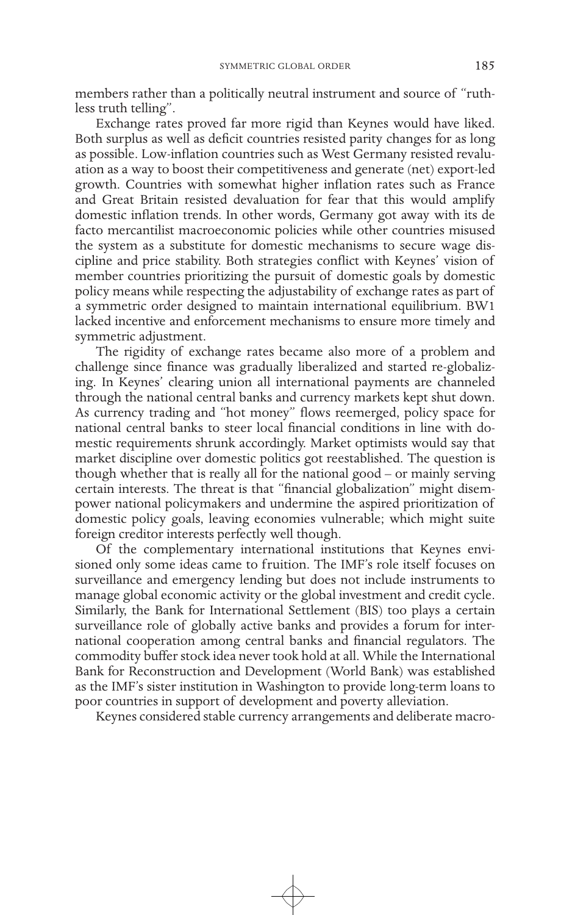members rather than a politically neutral instrument and source of "ruthless truth telling".

Exchange rates proved far more rigid than Keynes would have liked. Both surplus as well as deficit countries resisted parity changes for as long as possible. Low-inflation countries such as West Germany resisted revaluation as a way to boost their competitiveness and generate (net) export-led growth. Countries with somewhat higher inflation rates such as France and Great Britain resisted devaluation for fear that this would amplify domestic inflation trends. In other words, Germany got away with its de facto mercantilist macroeconomic policies while other countries misused the system as a substitute for domestic mechanisms to secure wage discipline and price stability. Both strategies conflict with Keynes' vision of member countries prioritizing the pursuit of domestic goals by domestic policy means while respecting the adjustability of exchange rates as part of a symmetric order designed to maintain international equilibrium. BW1 lacked incentive and enforcement mechanisms to ensure more timely and symmetric adjustment.

The rigidity of exchange rates became also more of a problem and challenge since finance was gradually liberalized and started re-globalizing. In Keynes' clearing union all international payments are channeled through the national central banks and currency markets kept shut down. As currency trading and "hot money" flows reemerged, policy space for national central banks to steer local financial conditions in line with domestic requirements shrunk accordingly. Market optimists would say that market discipline over domestic politics got reestablished. The question is though whether that is really all for the national good – or mainly serving certain interests. The threat is that "financial globalization" might disempower national policymakers and undermine the aspired prioritization of domestic policy goals, leaving economies vulnerable; which might suite foreign creditor interests perfectly well though.

Of the complementary international institutions that Keynes envisioned only some ideas came to fruition. The IMF's role itself focuses on surveillance and emergency lending but does not include instruments to manage global economic activity or the global investment and credit cycle. Similarly, the Bank for International Settlement (BIS) too plays a certain surveillance role of globally active banks and provides a forum for international cooperation among central banks and financial regulators. The commodity buffer stock idea never took hold at all. While the International Bank for Reconstruction and Development (World Bank) was established as the IMF's sister institution in Washington to provide long-term loans to poor countries in support of development and poverty alleviation.

Keynes considered stable currency arrangements and deliberate macro-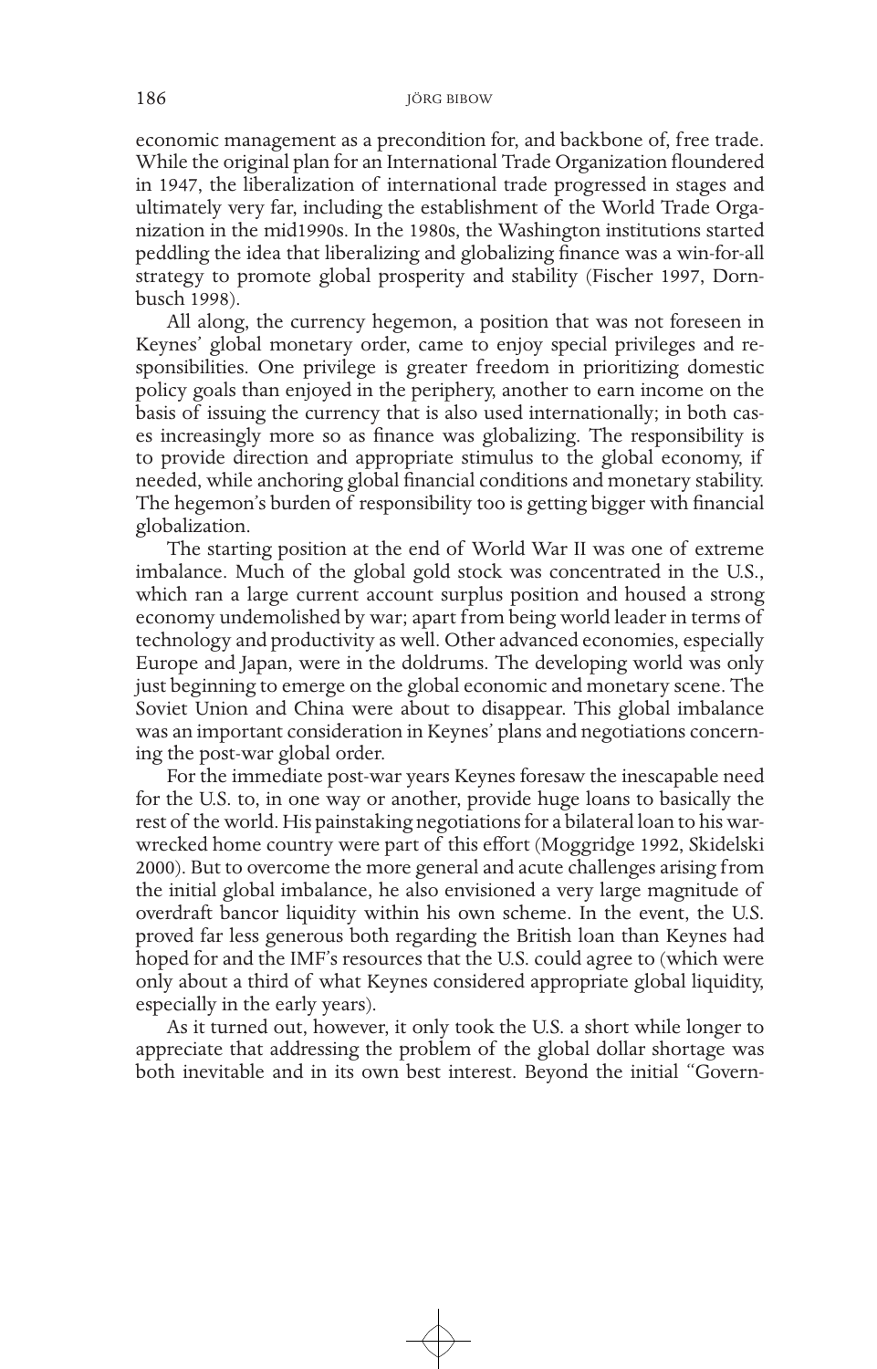economic management as a precondition for, and backbone of, free trade. While the original plan for an International Trade Organization floundered in 1947, the liberalization of international trade progressed in stages and ultimately very far, including the establishment of the World Trade Organization in the mid1990s. In the 1980s, the Washington institutions started peddling the idea that liberalizing and globalizing finance was a win-for-all strategy to promote global prosperity and stability (Fischer 1997, Dornbusch 1998).

All along, the currency hegemon, a position that was not foreseen in Keynes' global monetary order, came to enjoy special privileges and responsibilities. One privilege is greater freedom in prioritizing domestic policy goals than enjoyed in the periphery, another to earn income on the basis of issuing the currency that is also used internationally; in both cases increasingly more so as finance was globalizing. The responsibility is to provide direction and appropriate stimulus to the global economy, if needed, while anchoring global financial conditions and monetary stability. The hegemon's burden of responsibility too is getting bigger with financial globalization.

The starting position at the end of World War II was one of extreme imbalance. Much of the global gold stock was concentrated in the U.S., which ran a large current account surplus position and housed a strong economy undemolished by war; apart from being world leader in terms of technology and productivity as well. Other advanced economies, especially Europe and Japan, were in the doldrums. The developing world was only just beginning to emerge on the global economic and monetary scene. The Soviet Union and China were about to disappear. This global imbalance was an important consideration in Keynes' plans and negotiations concerning the post-war global order.

For the immediate post-war years Keynes foresaw the inescapable need for the U.S. to, in one way or another, provide huge loans to basically the rest of the world. His painstaking negotiations for a bilateral loan to his war-wrecked home country were part of this effort (Moggridge 1992, Skidelski 2000). But to overcome the more general and acute challenges arising from the initial global imbalance, he also envisioned a very large magnitude of overdraft bancor liquidity within his own scheme. In the event, the U.S. proved far less generous both regarding the British loan than Keynes had hoped for and the IMF's resources that the U.S. could agree to (which were only about a third of what Keynes considered appropriate global liquidity, especially in the early years).

As it turned out, however, it only took the U.S. a short while longer to appreciate that addressing the problem of the global dollar shortage was both inevitable and in its own best interest. Beyond the initial "Govern-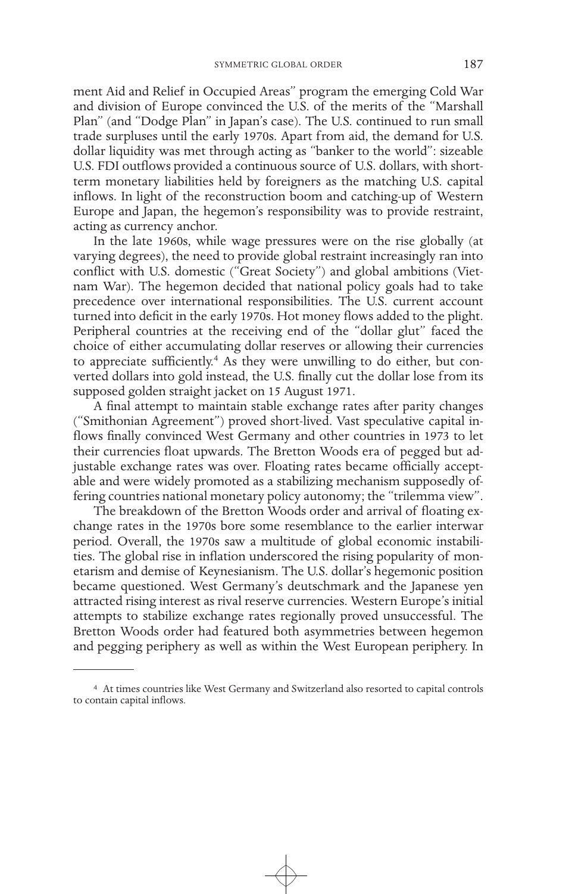ment Aid and Relief in Occupied Areas" program the emerging Cold War and division of Europe convinced the U.S. of the merits of the "Marshall Plan" (and "Dodge Plan" in Japan's case). The U.S. continued to run small trade surpluses until the early 1970s. Apart from aid, the demand for U.S. dollar liquidity was met through acting as "banker to the world": sizeable U.S. FDI outflows provided a continuous source of U.S. dollars, with short-term monetary liabilities held by foreigners as the matching U.S. capital inflows. In light of the reconstruction boom and catching-up of Western Europe and Japan, the hegemon's responsibility was to provide restraint, acting as currency anchor.

In the late 1960s, while wage pressures were on the rise globally (at varying degrees), the need to provide global restraint increasingly ran into conflict with U.S. domestic ("Great Society") and global ambitions (Vietnam War). The hegemon decided that national policy goals had to take precedence over international responsibilities. The U.S. current account turned into deficit in the early 1970s. Hot money flows added to the plight. Peripheral countries at the receiving end of the "dollar glut" faced the choice of either accumulating dollar reserves or allowing their currencies to appreciate sufficiently.[4] As they were unwilling to do either, but converted dollars into gold instead, the U.S. finally cut the dollar lose from its supposed golden straight jacket on 15 August 1971.

A final attempt to maintain stable exchange rates after parity changes ("Smithonian Agreement") proved short-lived. Vast speculative capital inflows finally convinced West Germany and other countries in 1973 to let their currencies float upwards. The Bretton Woods era of pegged but adjustable exchange rates was over. Floating rates became officially acceptable and were widely promoted as a stabilizing mechanism supposedly offering countries national monetary policy autonomy; the "trilemma view".

The breakdown of the Bretton Woods order and arrival of floating exchange rates in the 1970s bore some resemblance to the earlier interwar period. Overall, the 1970s saw a multitude of global economic instabilities. The global rise in inflation underscored the rising popularity of monetarism and demise of Keynesianism. The U.S. dollar's hegemonic position became questioned. West Germany's deutschmark and the Japanese yen attracted rising interest as rival reserve currencies. Western Europe's initial attempts to stabilize exchange rates regionally proved unsuccessful. The Bretton Woods order had featured both asymmetries between hegemon and pegging periphery as well as within the West European periphery. In

[4] At times countries like West Germany and Switzerland also resorted to capital controls to contain capital inflows.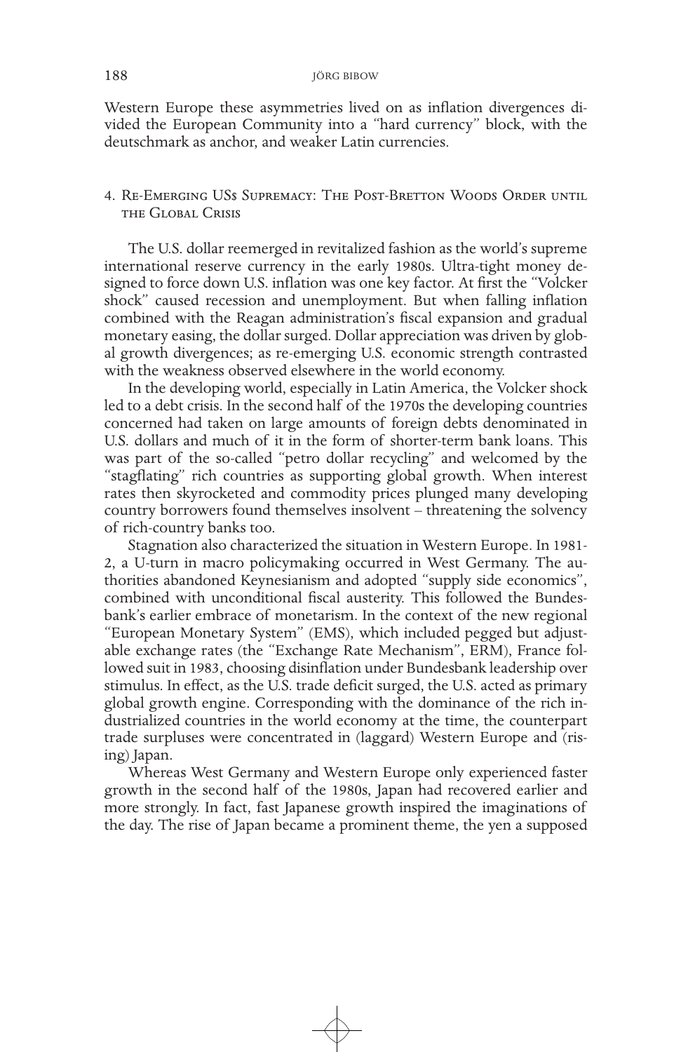Western Europe these asymmetries lived on as inflation divergences divided the European Community into a "hard currency" block, with the deutschmark as anchor, and weaker Latin currencies.

## 4. Re-Emerging US$ Supremacy: The Post-Bretton Woods Order until the Global Crisis

The U.S. dollar reemerged in revitalized fashion as the world's supreme international reserve currency in the early 1980s. Ultra-tight money designed to force down U.S. inflation was one key factor. At first the "Volcker shock" caused recession and unemployment. But when falling inflation combined with the Reagan administration's fiscal expansion and gradual monetary easing, the dollar surged. Dollar appreciation was driven by global growth divergences; as re-emerging U.S. economic strength contrasted with the weakness observed elsewhere in the world economy.

In the developing world, especially in Latin America, the Volcker shock led to a debt crisis. In the second half of the 1970s the developing countries concerned had taken on large amounts of foreign debts denominated in U.S. dollars and much of it in the form of shorter-term bank loans. This was part of the so-called "petro dollar recycling" and welcomed by the "stagflating" rich countries as supporting global growth. When interest rates then skyrocketed and commodity prices plunged many developing country borrowers found themselves insolvent – threatening the solvency of rich-country banks too.

Stagnation also characterized the situation in Western Europe. In 1981-2, a U-turn in macro policymaking occurred in West Germany. The authorities abandoned Keynesianism and adopted "supply side economics", combined with unconditional fiscal austerity. This followed the Bundesbank's earlier embrace of monetarism. In the context of the new regional "European Monetary System" (EMS), which included pegged but adjustable exchange rates (the "Exchange Rate Mechanism", ERM), France followed suit in 1983, choosing disinflation under Bundesbank leadership over stimulus. In effect, as the U.S. trade deficit surged, the U.S. acted as primary global growth engine. Corresponding with the dominance of the rich industrialized countries in the world economy at the time, the counterpart trade surpluses were concentrated in (laggard) Western Europe and (rising) Japan.

Whereas West Germany and Western Europe only experienced faster growth in the second half of the 1980s, Japan had recovered earlier and more strongly. In fact, fast Japanese growth inspired the imaginations of the day. The rise of Japan became a prominent theme, the yen a supposed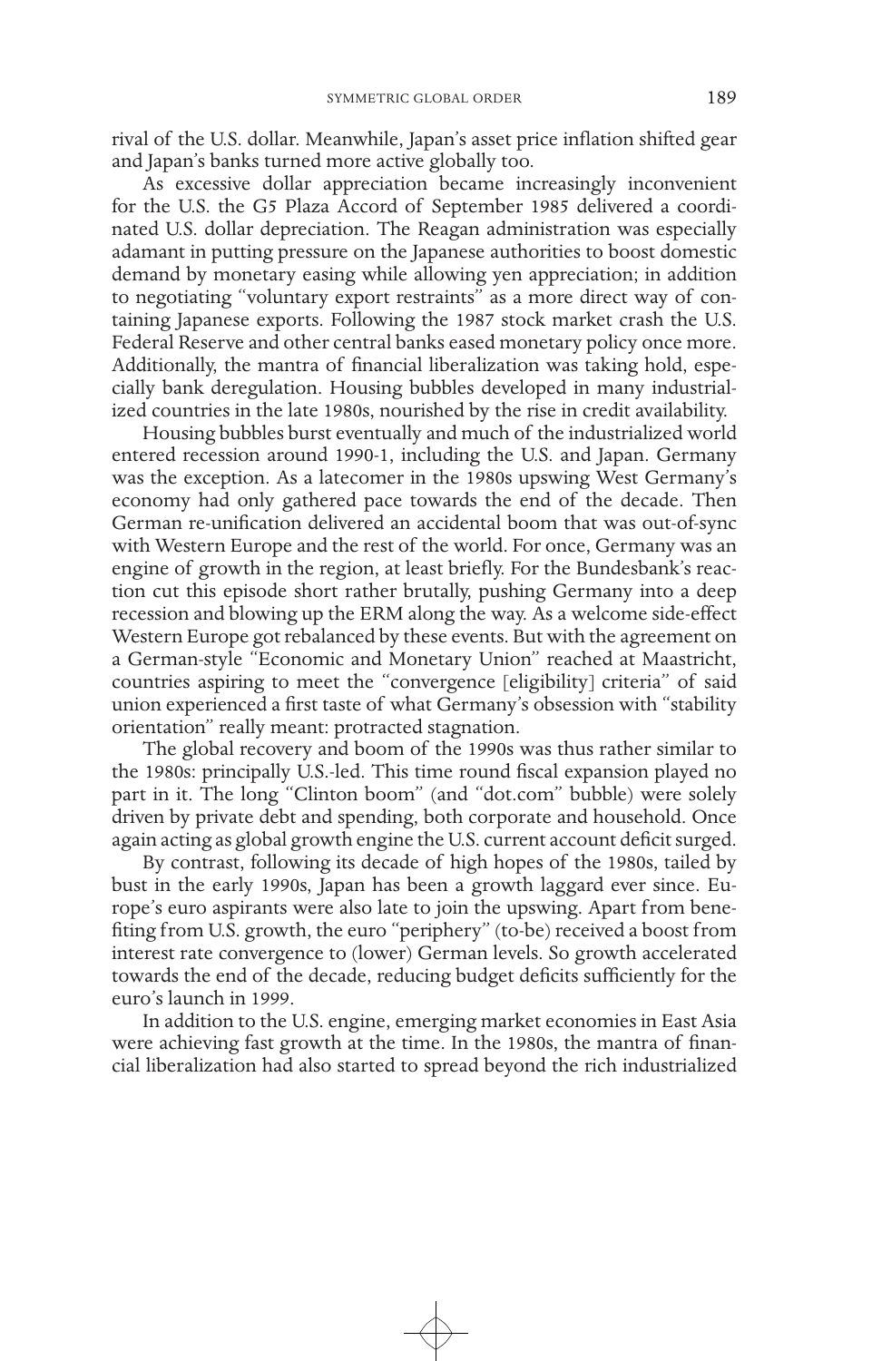rival of the U.S. dollar. Meanwhile, Japan's asset price inflation shifted gear and Japan's banks turned more active globally too.

As excessive dollar appreciation became increasingly inconvenient for the U.S. the G5 Plaza Accord of September 1985 delivered a coordinated U.S. dollar depreciation. The Reagan administration was especially adamant in putting pressure on the Japanese authorities to boost domestic demand by monetary easing while allowing yen appreciation; in addition to negotiating "voluntary export restraints" as a more direct way of containing Japanese exports. Following the 1987 stock market crash the U.S. Federal Reserve and other central banks eased monetary policy once more. Additionally, the mantra of financial liberalization was taking hold, especially bank deregulation. Housing bubbles developed in many industrialized countries in the late 1980s, nourished by the rise in credit availability.

Housing bubbles burst eventually and much of the industrialized world entered recession around 1990-1, including the U.S. and Japan. Germany was the exception. As a latecomer in the 1980s upswing West Germany's economy had only gathered pace towards the end of the decade. Then German re-unification delivered an accidental boom that was out-of-sync with Western Europe and the rest of the world. For once, Germany was an engine of growth in the region, at least briefly. For the Bundesbank's reaction cut this episode short rather brutally, pushing Germany into a deep recession and blowing up the ERM along the way. As a welcome side-effect Western Europe got rebalanced by these events. But with the agreement on a German-style "Economic and Monetary Union" reached at Maastricht, countries aspiring to meet the "convergence [eligibility] criteria" of said union experienced a first taste of what Germany's obsession with "stability orientation" really meant: protracted stagnation.

The global recovery and boom of the 1990s was thus rather similar to the 1980s: principally U.S.-led. This time round fiscal expansion played no part in it. The long "Clinton boom" (and "dot.com" bubble) were solely driven by private debt and spending, both corporate and household. Once again acting as global growth engine the U.S. current account deficit surged.

By contrast, following its decade of high hopes of the 1980s, tailed by bust in the early 1990s, Japan has been a growth laggard ever since. Europe's euro aspirants were also late to join the upswing. Apart from benefiting from U.S. growth, the euro "periphery" (to-be) received a boost from interest rate convergence to (lower) German levels. So growth accelerated towards the end of the decade, reducing budget deficits sufficiently for the euro's launch in 1999.

In addition to the U.S. engine, emerging market economies in East Asia were achieving fast growth at the time. In the 1980s, the mantra of financial liberalization had also started to spread beyond the rich industrialized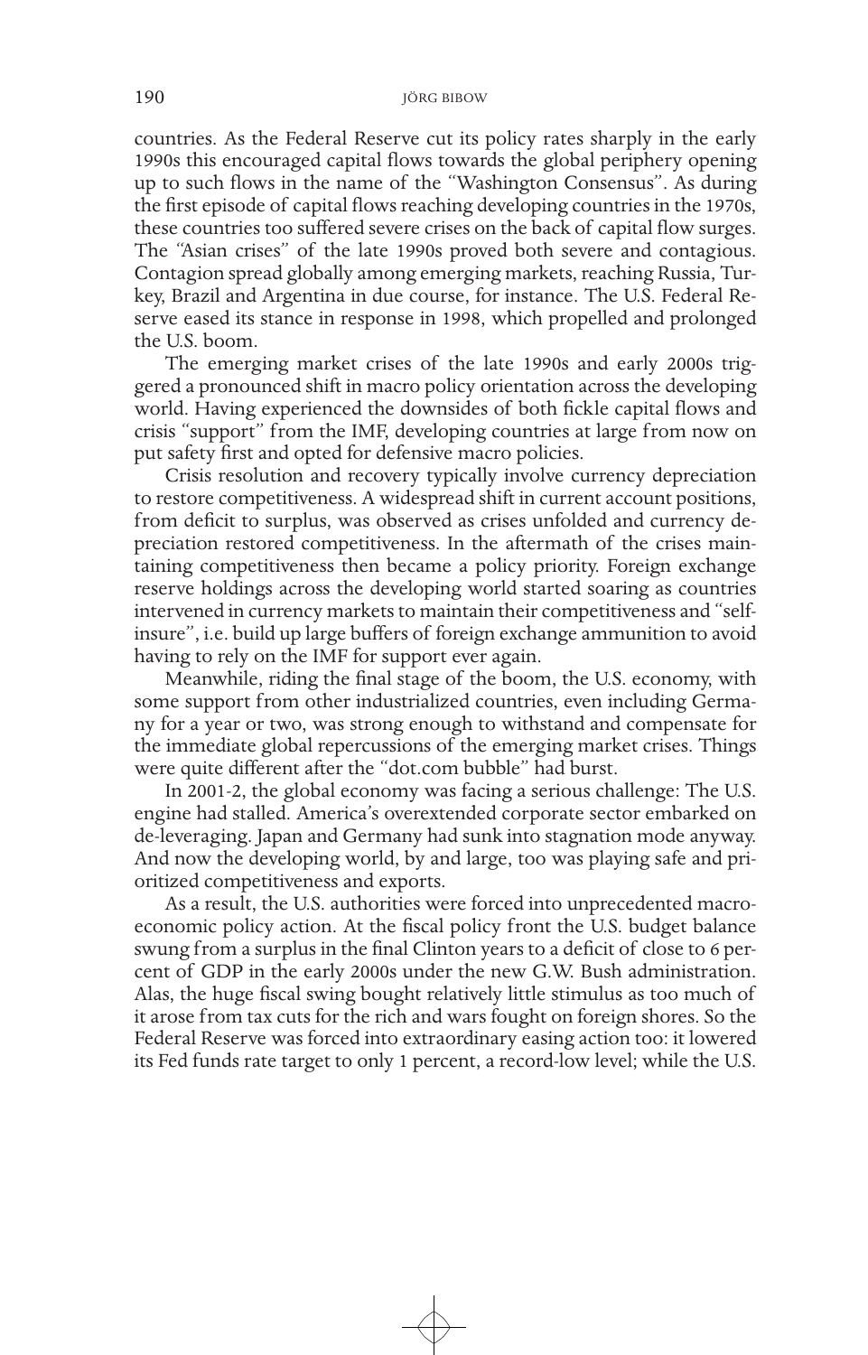countries. As the Federal Reserve cut its policy rates sharply in the early 1990s this encouraged capital flows towards the global periphery opening up to such flows in the name of the "Washington Consensus". As during the first episode of capital flows reaching developing countries in the 1970s, these countries too suffered severe crises on the back of capital flow surges. The "Asian crises" of the late 1990s proved both severe and contagious. Contagion spread globally among emerging markets, reaching Russia, Turkey, Brazil and Argentina in due course, for instance. The U.S. Federal Reserve eased its stance in response in 1998, which propelled and prolonged the U.S. boom.

The emerging market crises of the late 1990s and early 2000s triggered a pronounced shift in macro policy orientation across the developing world. Having experienced the downsides of both fickle capital flows and crisis "support" from the IMF, developing countries at large from now on put safety first and opted for defensive macro policies.

Crisis resolution and recovery typically involve currency depreciation to restore competitiveness. A widespread shift in current account positions, from deficit to surplus, was observed as crises unfolded and currency depreciation restored competitiveness. In the aftermath of the crises maintaining competitiveness then became a policy priority. Foreign exchange reserve holdings across the developing world started soaring as countries intervened in currency markets to maintain their competitiveness and "self-insure", i.e. build up large buffers of foreign exchange ammunition to avoid having to rely on the IMF for support ever again.

Meanwhile, riding the final stage of the boom, the U.S. economy, with some support from other industrialized countries, even including Germany for a year or two, was strong enough to withstand and compensate for the immediate global repercussions of the emerging market crises. Things were quite different after the "dot.com bubble" had burst.

In 2001-2, the global economy was facing a serious challenge: The U.S. engine had stalled. America's overextended corporate sector embarked on de-leveraging. Japan and Germany had sunk into stagnation mode anyway. And now the developing world, by and large, too was playing safe and prioritized competitiveness and exports.

As a result, the U.S. authorities were forced into unprecedented macroeconomic policy action. At the fiscal policy front the U.S. budget balance swung from a surplus in the final Clinton years to a deficit of close to 6 percent of GDP in the early 2000s under the new G.W. Bush administration. Alas, the huge fiscal swing bought relatively little stimulus as too much of it arose from tax cuts for the rich and wars fought on foreign shores. So the Federal Reserve was forced into extraordinary easing action too: it lowered its Fed funds rate target to only 1 percent, a record-low level; while the U.S.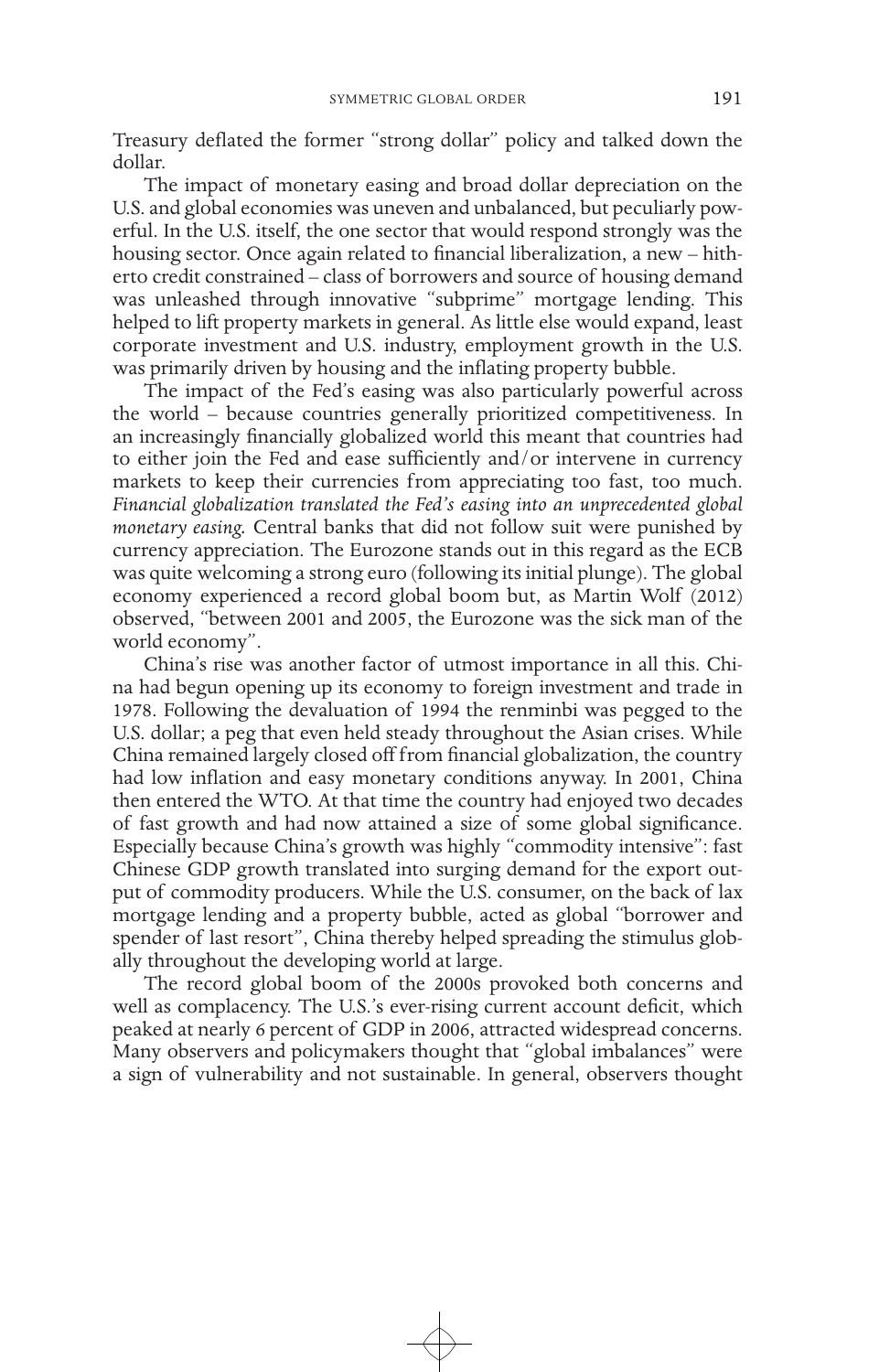Treasury deflated the former "strong dollar" policy and talked down the dollar.

The impact of monetary easing and broad dollar depreciation on the U.S. and global economies was uneven and unbalanced, but peculiarly powerful. In the U.S. itself, the one sector that would respond strongly was the housing sector. Once again related to financial liberalization, a new – hitherto credit constrained – class of borrowers and source of housing demand was unleashed through innovative "subprime" mortgage lending. This helped to lift property markets in general. As little else would expand, least corporate investment and U.S. industry, employment growth in the U.S. was primarily driven by housing and the inflating property bubble.

The impact of the Fed's easing was also particularly powerful across the world – because countries generally prioritized competitiveness. In an increasingly financially globalized world this meant that countries had to either join the Fed and ease sufficiently and/or intervene in currency markets to keep their currencies from appreciating too fast, too much. *Financial globalization translated the Fed's easing into an unprecedented global monetary easing.* Central banks that did not follow suit were punished by currency appreciation. The Eurozone stands out in this regard as the ECB was quite welcoming a strong euro (following its initial plunge). The global economy experienced a record global boom but, as Martin Wolf (2012) observed, "between 2001 and 2005, the Eurozone was the sick man of the world economy".

China's rise was another factor of utmost importance in all this. China had begun opening up its economy to foreign investment and trade in 1978. Following the devaluation of 1994 the renminbi was pegged to the U.S. dollar; a peg that even held steady throughout the Asian crises. While China remained largely closed off from financial globalization, the country had low inflation and easy monetary conditions anyway. In 2001, China then entered the WTO. At that time the country had enjoyed two decades of fast growth and had now attained a size of some global significance. Especially because China's growth was highly "commodity intensive": fast Chinese GDP growth translated into surging demand for the export output of commodity producers. While the U.S. consumer, on the back of lax mortgage lending and a property bubble, acted as global "borrower and spender of last resort", China thereby helped spreading the stimulus globally throughout the developing world at large.

The record global boom of the 2000s provoked both concerns and well as complacency. The U.S.'s ever-rising current account deficit, which peaked at nearly 6 percent of GDP in 2006, attracted widespread concerns. Many observers and policymakers thought that "global imbalances" were a sign of vulnerability and not sustainable. In general, observers thought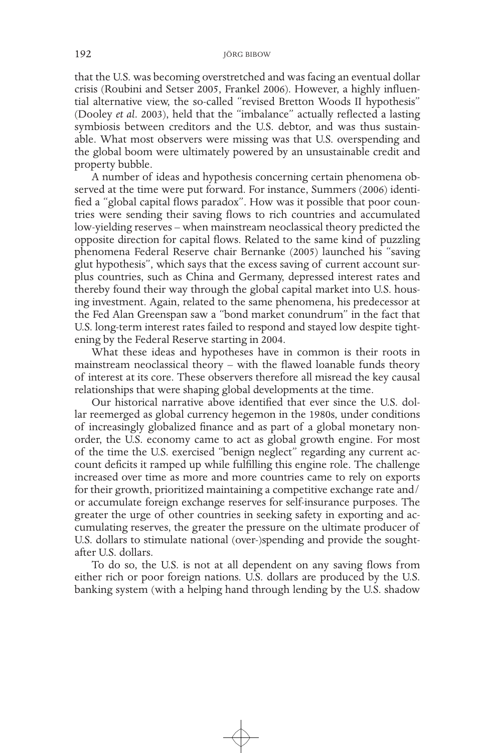that the U.S. was becoming overstretched and was facing an eventual dollar crisis (Roubini and Setser 2005, Frankel 2006). However, a highly influential alternative view, the so-called "revised Bretton Woods II hypothesis" (Dooley *et al.* 2003), held that the "imbalance" actually reflected a lasting symbiosis between creditors and the U.S. debtor, and was thus sustainable. What most observers were missing was that U.S. overspending and the global boom were ultimately powered by an unsustainable credit and property bubble.

A number of ideas and hypothesis concerning certain phenomena observed at the time were put forward. For instance, Summers (2006) identified a "global capital flows paradox". How was it possible that poor countries were sending their saving flows to rich countries and accumulated low-yielding reserves – when mainstream neoclassical theory predicted the opposite direction for capital flows. Related to the same kind of puzzling phenomena Federal Reserve chair Bernanke (2005) launched his "saving glut hypothesis", which says that the excess saving of current account surplus countries, such as China and Germany, depressed interest rates and thereby found their way through the global capital market into U.S. housing investment. Again, related to the same phenomena, his predecessor at the Fed Alan Greenspan saw a "bond market conundrum" in the fact that U.S. long-term interest rates failed to respond and stayed low despite tightening by the Federal Reserve starting in 2004.

What these ideas and hypotheses have in common is their roots in mainstream neoclassical theory – with the flawed loanable funds theory of interest at its core. These observers therefore all misread the key causal relationships that were shaping global developments at the time.

Our historical narrative above identified that ever since the U.S. dollar reemerged as global currency hegemon in the 1980s, under conditions of increasingly globalized finance and as part of a global monetary nonorder, the U.S. economy came to act as global growth engine. For most of the time the U.S. exercised "benign neglect" regarding any current account deficits it ramped up while fulfilling this engine role. The challenge increased over time as more and more countries came to rely on exports for their growth, prioritized maintaining a competitive exchange rate and/or accumulate foreign exchange reserves for self-insurance purposes. The greater the urge of other countries in seeking safety in exporting and accumulating reserves, the greater the pressure on the ultimate producer of U.S. dollars to stimulate national (over-)spending and provide the sought-after U.S. dollars.

To do so, the U.S. is not at all dependent on any saving flows from either rich or poor foreign nations. U.S. dollars are produced by the U.S. banking system (with a helping hand through lending by the U.S. shadow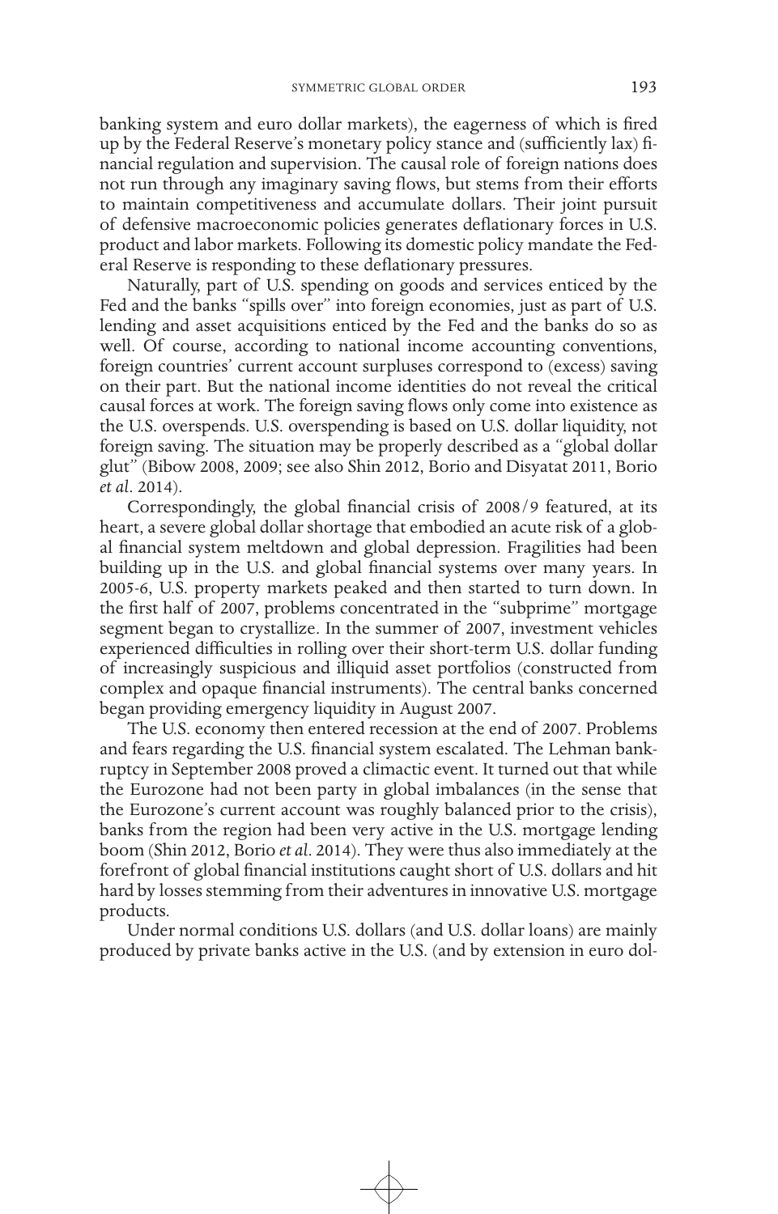banking system and euro dollar markets), the eagerness of which is fired up by the Federal Reserve's monetary policy stance and (sufficiently lax) financial regulation and supervision. The causal role of foreign nations does not run through any imaginary saving flows, but stems from their efforts to maintain competitiveness and accumulate dollars. Their joint pursuit of defensive macroeconomic policies generates deflationary forces in U.S. product and labor markets. Following its domestic policy mandate the Federal Reserve is responding to these deflationary pressures.

Naturally, part of U.S. spending on goods and services enticed by the Fed and the banks "spills over" into foreign economies, just as part of U.S. lending and asset acquisitions enticed by the Fed and the banks do so as well. Of course, according to national income accounting conventions, foreign countries' current account surpluses correspond to (excess) saving on their part. But the national income identities do not reveal the critical causal forces at work. The foreign saving flows only come into existence as the U.S. overspends. U.S. overspending is based on U.S. dollar liquidity, not foreign saving. The situation may be properly described as a "global dollar glut" (Bibow 2008, 2009; see also Shin 2012, Borio and Disyatat 2011, Borio *et al*. 2014).

Correspondingly, the global financial crisis of 2008/9 featured, at its heart, a severe global dollar shortage that embodied an acute risk of a global financial system meltdown and global depression. Fragilities had been building up in the U.S. and global financial systems over many years. In 2005-6, U.S. property markets peaked and then started to turn down. In the first half of 2007, problems concentrated in the "subprime" mortgage segment began to crystallize. In the summer of 2007, investment vehicles experienced difficulties in rolling over their short-term U.S. dollar funding of increasingly suspicious and illiquid asset portfolios (constructed from complex and opaque financial instruments). The central banks concerned began providing emergency liquidity in August 2007.

The U.S. economy then entered recession at the end of 2007. Problems and fears regarding the U.S. financial system escalated. The Lehman bankruptcy in September 2008 proved a climactic event. It turned out that while the Eurozone had not been party in global imbalances (in the sense that the Eurozone's current account was roughly balanced prior to the crisis), banks from the region had been very active in the U.S. mortgage lending boom (Shin 2012, Borio *et al*. 2014). They were thus also immediately at the forefront of global financial institutions caught short of U.S. dollars and hit hard by losses stemming from their adventures in innovative U.S. mortgage products.

Under normal conditions U.S. dollars (and U.S. dollar loans) are mainly produced by private banks active in the U.S. (and by extension in euro dol-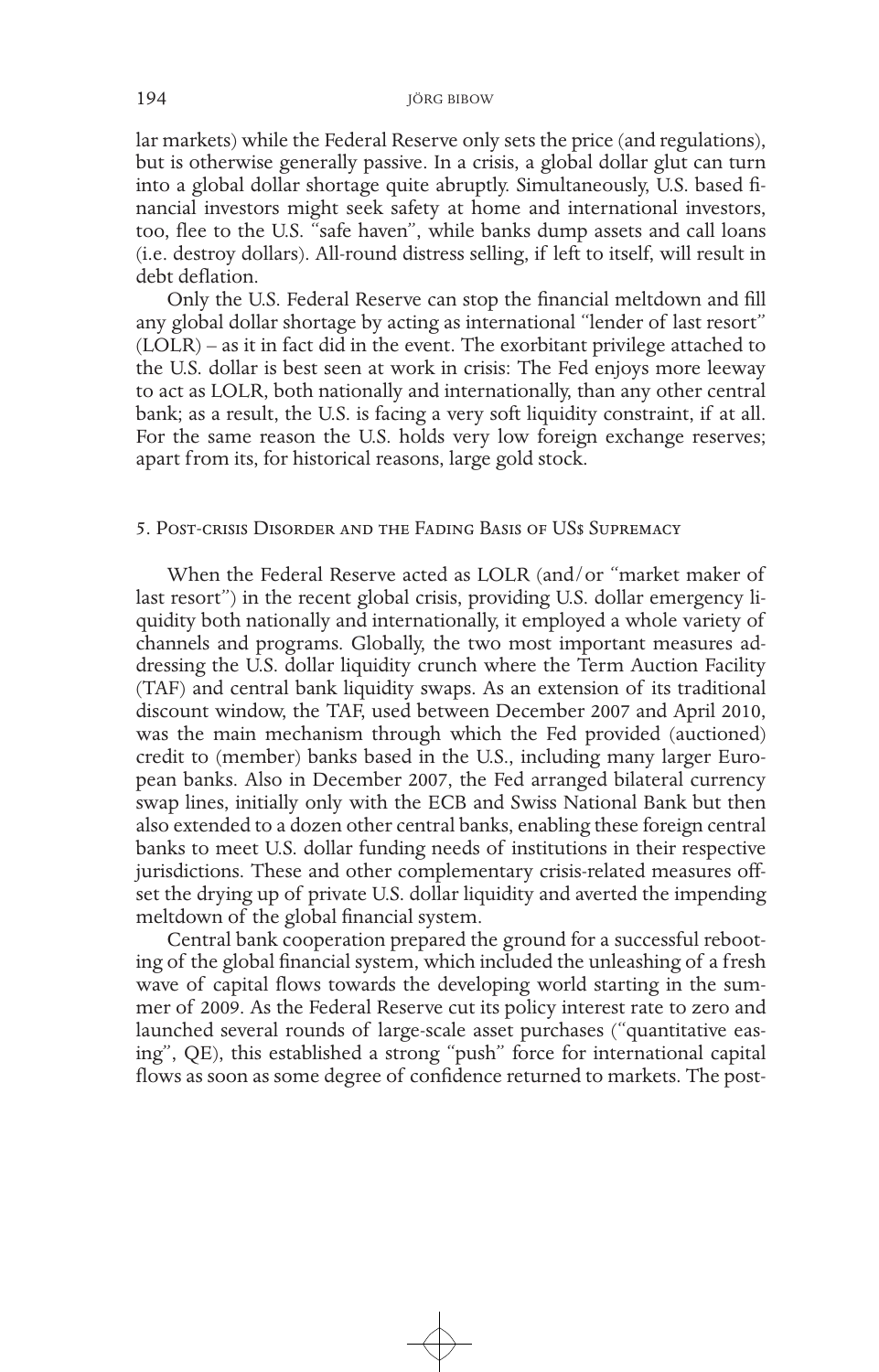lar markets) while the Federal Reserve only sets the price (and regulations), but is otherwise generally passive. In a crisis, a global dollar glut can turn into a global dollar shortage quite abruptly. Simultaneously, U.S. based financial investors might seek safety at home and international investors, too, flee to the U.S. "safe haven", while banks dump assets and call loans (i.e. destroy dollars). All-round distress selling, if left to itself, will result in debt deflation.

Only the U.S. Federal Reserve can stop the financial meltdown and fill any global dollar shortage by acting as international "lender of last resort" (LOLR) – as it in fact did in the event. The exorbitant privilege attached to the U.S. dollar is best seen at work in crisis: The Fed enjoys more leeway to act as LOLR, both nationally and internationally, than any other central bank; as a result, the U.S. is facing a very soft liquidity constraint, if at all. For the same reason the U.S. holds very low foreign exchange reserves; apart from its, for historical reasons, large gold stock.

## 5. Post-crisis Disorder and the Fading Basis of US$ Supremacy

When the Federal Reserve acted as LOLR (and/or "market maker of last resort") in the recent global crisis, providing U.S. dollar emergency liquidity both nationally and internationally, it employed a whole variety of channels and programs. Globally, the two most important measures addressing the U.S. dollar liquidity crunch where the Term Auction Facility (TAF) and central bank liquidity swaps. As an extension of its traditional discount window, the TAF, used between December 2007 and April 2010, was the main mechanism through which the Fed provided (auctioned) credit to (member) banks based in the U.S., including many larger European banks. Also in December 2007, the Fed arranged bilateral currency swap lines, initially only with the ECB and Swiss National Bank but then also extended to a dozen other central banks, enabling these foreign central banks to meet U.S. dollar funding needs of institutions in their respective jurisdictions. These and other complementary crisis-related measures offset the drying up of private U.S. dollar liquidity and averted the impending meltdown of the global financial system.

Central bank cooperation prepared the ground for a successful rebooting of the global financial system, which included the unleashing of a fresh wave of capital flows towards the developing world starting in the summer of 2009. As the Federal Reserve cut its policy interest rate to zero and launched several rounds of large-scale asset purchases ("quantitative easing", QE), this established a strong "push" force for international capital flows as soon as some degree of confidence returned to markets. The post-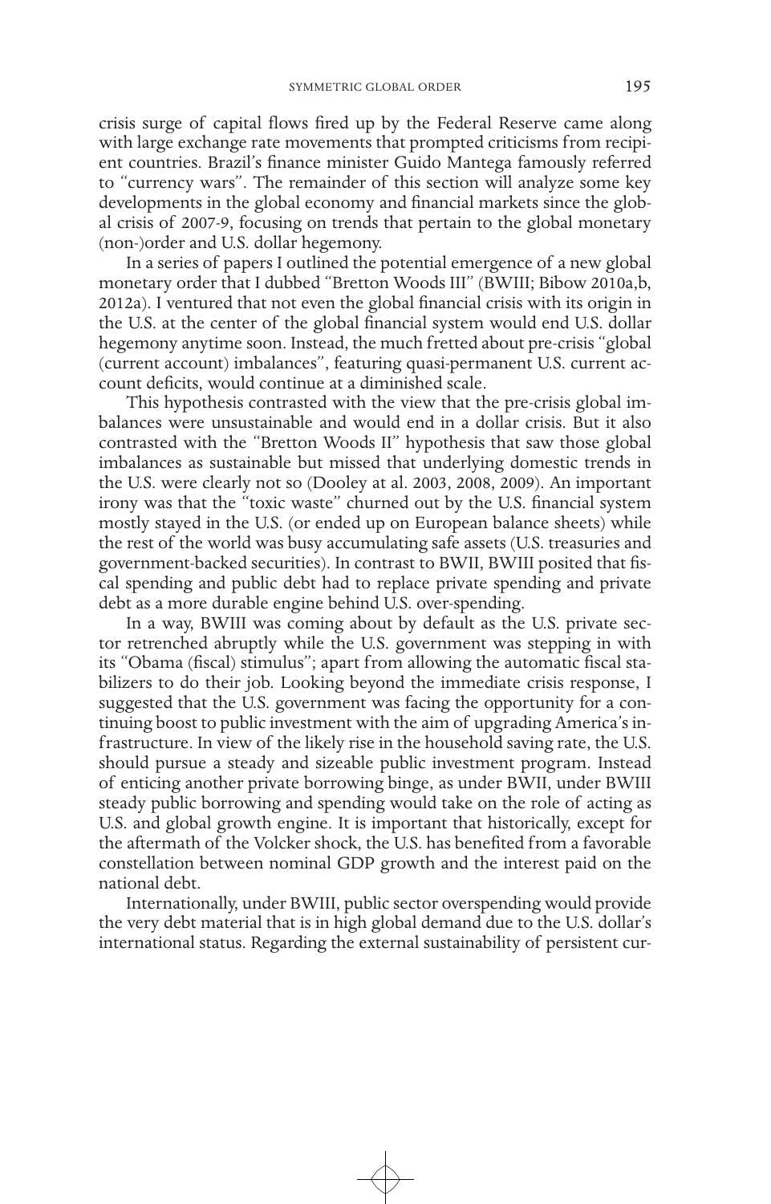crisis surge of capital flows fired up by the Federal Reserve came along with large exchange rate movements that prompted criticisms from recipient countries. Brazil's finance minister Guido Mantega famously referred to "currency wars". The remainder of this section will analyze some key developments in the global economy and financial markets since the global crisis of 2007-9, focusing on trends that pertain to the global monetary (non-)order and U.S. dollar hegemony.

In a series of papers I outlined the potential emergence of a new global monetary order that I dubbed "Bretton Woods III" (BWIII; Bibow 2010a,b, 2012a). I ventured that not even the global financial crisis with its origin in the U.S. at the center of the global financial system would end U.S. dollar hegemony anytime soon. Instead, the much fretted about pre-crisis "global (current account) imbalances", featuring quasi-permanent U.S. current account deficits, would continue at a diminished scale.

This hypothesis contrasted with the view that the pre-crisis global imbalances were unsustainable and would end in a dollar crisis. But it also contrasted with the "Bretton Woods II" hypothesis that saw those global imbalances as sustainable but missed that underlying domestic trends in the U.S. were clearly not so (Dooley at al. 2003, 2008, 2009). An important irony was that the "toxic waste" churned out by the U.S. financial system mostly stayed in the U.S. (or ended up on European balance sheets) while the rest of the world was busy accumulating safe assets (U.S. treasuries and government-backed securities). In contrast to BWII, BWIII posited that fiscal spending and public debt had to replace private spending and private debt as a more durable engine behind U.S. over-spending.

In a way, BWIII was coming about by default as the U.S. private sector retrenched abruptly while the U.S. government was stepping in with its "Obama (fiscal) stimulus"; apart from allowing the automatic fiscal stabilizers to do their job. Looking beyond the immediate crisis response, I suggested that the U.S. government was facing the opportunity for a continuing boost to public investment with the aim of upgrading America's infrastructure. In view of the likely rise in the household saving rate, the U.S. should pursue a steady and sizeable public investment program. Instead of enticing another private borrowing binge, as under BWII, under BWIII steady public borrowing and spending would take on the role of acting as U.S. and global growth engine. It is important that historically, except for the aftermath of the Volcker shock, the U.S. has benefited from a favorable constellation between nominal GDP growth and the interest paid on the national debt.

Internationally, under BWIII, public sector overspending would provide the very debt material that is in high global demand due to the U.S. dollar's international status. Regarding the external sustainability of persistent cur-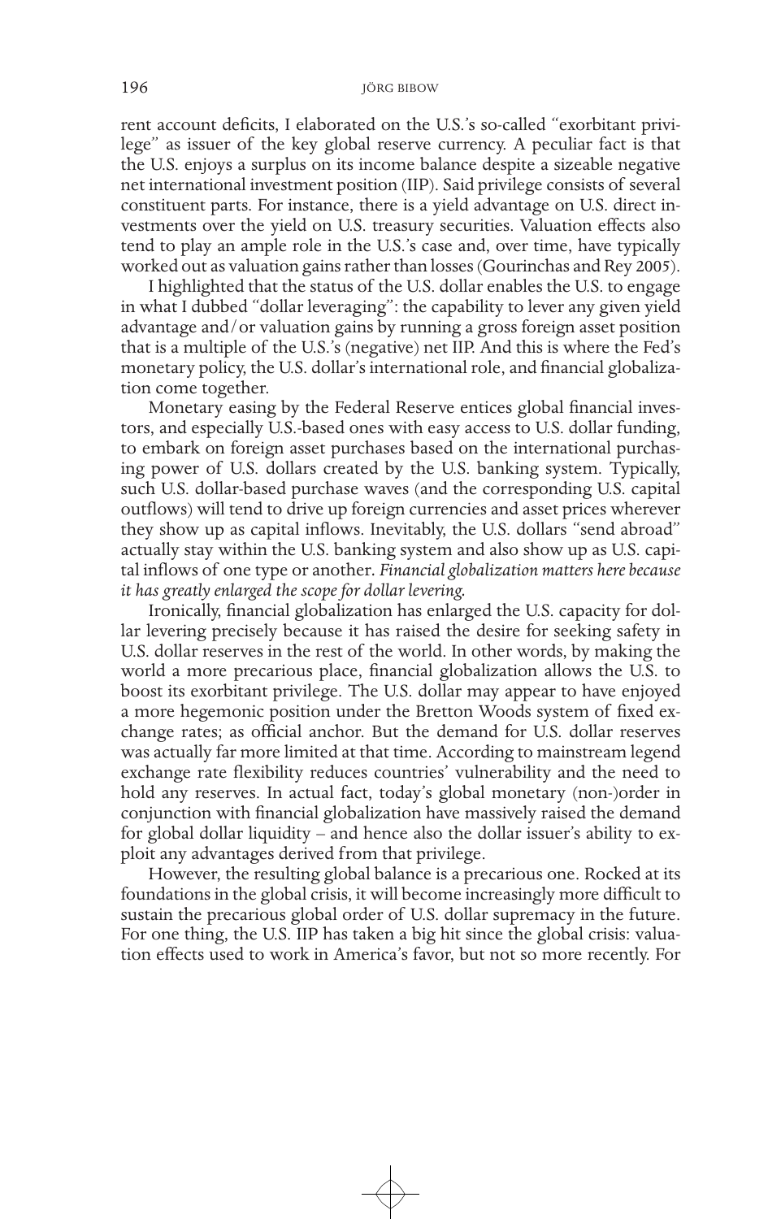rent account deficits, I elaborated on the U.S.'s so-called "exorbitant privilege" as issuer of the key global reserve currency. A peculiar fact is that the U.S. enjoys a surplus on its income balance despite a sizeable negative net international investment position (IIP). Said privilege consists of several constituent parts. For instance, there is a yield advantage on U.S. direct investments over the yield on U.S. treasury securities. Valuation effects also tend to play an ample role in the U.S.'s case and, over time, have typically worked out as valuation gains rather than losses (Gourinchas and Rey 2005).

I highlighted that the status of the U.S. dollar enables the U.S. to engage in what I dubbed "dollar leveraging": the capability to lever any given yield advantage and/or valuation gains by running a gross foreign asset position that is a multiple of the U.S.'s (negative) net IIP. And this is where the Fed's monetary policy, the U.S. dollar's international role, and financial globalization come together.

Monetary easing by the Federal Reserve entices global financial investors, and especially U.S.-based ones with easy access to U.S. dollar funding, to embark on foreign asset purchases based on the international purchasing power of U.S. dollars created by the U.S. banking system. Typically, such U.S. dollar-based purchase waves (and the corresponding U.S. capital outflows) will tend to drive up foreign currencies and asset prices wherever they show up as capital inflows. Inevitably, the U.S. dollars "send abroad" actually stay within the U.S. banking system and also show up as U.S. capital inflows of one type or another. *Financial globalization matters here because it has greatly enlarged the scope for dollar levering.*

Ironically, financial globalization has enlarged the U.S. capacity for dollar levering precisely because it has raised the desire for seeking safety in U.S. dollar reserves in the rest of the world. In other words, by making the world a more precarious place, financial globalization allows the U.S. to boost its exorbitant privilege. The U.S. dollar may appear to have enjoyed a more hegemonic position under the Bretton Woods system of fixed exchange rates; as official anchor. But the demand for U.S. dollar reserves was actually far more limited at that time. According to mainstream legend exchange rate flexibility reduces countries' vulnerability and the need to hold any reserves. In actual fact, today's global monetary (non-)order in conjunction with financial globalization have massively raised the demand for global dollar liquidity – and hence also the dollar issuer's ability to exploit any advantages derived from that privilege.

However, the resulting global balance is a precarious one. Rocked at its foundations in the global crisis, it will become increasingly more difficult to sustain the precarious global order of U.S. dollar supremacy in the future. For one thing, the U.S. IIP has taken a big hit since the global crisis: valuation effects used to work in America's favor, but not so more recently. For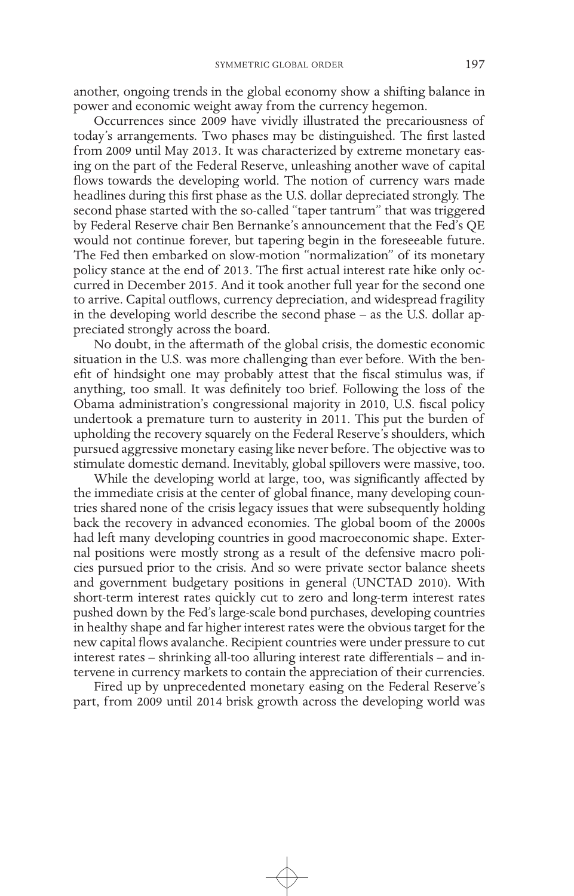another, ongoing trends in the global economy show a shifting balance in power and economic weight away from the currency hegemon.

Occurrences since 2009 have vividly illustrated the precariousness of today's arrangements. Two phases may be distinguished. The first lasted from 2009 until May 2013. It was characterized by extreme monetary easing on the part of the Federal Reserve, unleashing another wave of capital flows towards the developing world. The notion of currency wars made headlines during this first phase as the U.S. dollar depreciated strongly. The second phase started with the so-called "taper tantrum" that was triggered by Federal Reserve chair Ben Bernanke's announcement that the Fed's QE would not continue forever, but tapering begin in the foreseeable future. The Fed then embarked on slow-motion "normalization" of its monetary policy stance at the end of 2013. The first actual interest rate hike only occurred in December 2015. And it took another full year for the second one to arrive. Capital outflows, currency depreciation, and widespread fragility in the developing world describe the second phase – as the U.S. dollar appreciated strongly across the board.

No doubt, in the aftermath of the global crisis, the domestic economic situation in the U.S. was more challenging than ever before. With the benefit of hindsight one may probably attest that the fiscal stimulus was, if anything, too small. It was definitely too brief. Following the loss of the Obama administration's congressional majority in 2010, U.S. fiscal policy undertook a premature turn to austerity in 2011. This put the burden of upholding the recovery squarely on the Federal Reserve's shoulders, which pursued aggressive monetary easing like never before. The objective was to stimulate domestic demand. Inevitably, global spillovers were massive, too.

While the developing world at large, too, was significantly affected by the immediate crisis at the center of global finance, many developing countries shared none of the crisis legacy issues that were subsequently holding back the recovery in advanced economies. The global boom of the 2000s had left many developing countries in good macroeconomic shape. External positions were mostly strong as a result of the defensive macro policies pursued prior to the crisis. And so were private sector balance sheets and government budgetary positions in general (UNCTAD 2010). With short-term interest rates quickly cut to zero and long-term interest rates pushed down by the Fed's large-scale bond purchases, developing countries in healthy shape and far higher interest rates were the obvious target for the new capital flows avalanche. Recipient countries were under pressure to cut interest rates – shrinking all-too alluring interest rate differentials – and intervene in currency markets to contain the appreciation of their currencies.

Fired up by unprecedented monetary easing on the Federal Reserve's part, from 2009 until 2014 brisk growth across the developing world was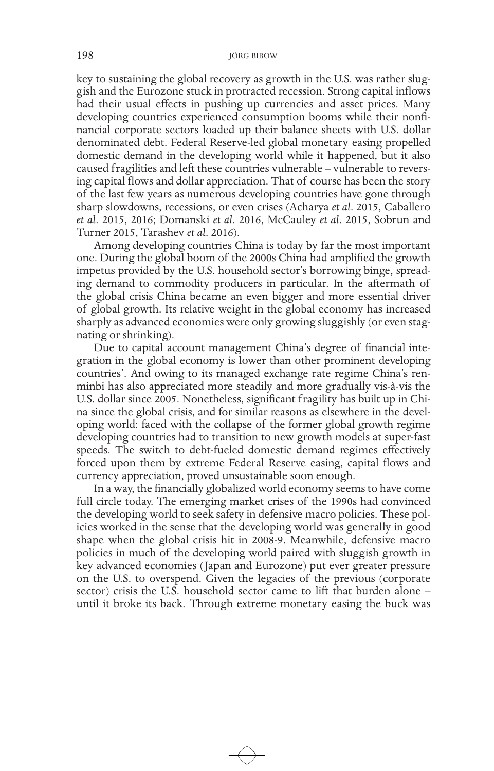key to sustaining the global recovery as growth in the U.S. was rather sluggish and the Eurozone stuck in protracted recession. Strong capital inflows had their usual effects in pushing up currencies and asset prices. Many developing countries experienced consumption booms while their nonfinancial corporate sectors loaded up their balance sheets with U.S. dollar denominated debt. Federal Reserve-led global monetary easing propelled domestic demand in the developing world while it happened, but it also caused fragilities and left these countries vulnerable – vulnerable to reversing capital flows and dollar appreciation. That of course has been the story of the last few years as numerous developing countries have gone through sharp slowdowns, recessions, or even crises (Acharya *et al*. 2015, Caballero *et al*. 2015, 2016; Domanski *et al*. 2016, McCauley *et al*. 2015, Sobrun and Turner 2015, Tarashev *et al*. 2016).

Among developing countries China is today by far the most important one. During the global boom of the 2000s China had amplified the growth impetus provided by the U.S. household sector's borrowing binge, spreading demand to commodity producers in particular. In the aftermath of the global crisis China became an even bigger and more essential driver of global growth. Its relative weight in the global economy has increased sharply as advanced economies were only growing sluggishly (or even stagnating or shrinking).

Due to capital account management China's degree of financial integration in the global economy is lower than other prominent developing countries'. And owing to its managed exchange rate regime China's renminbi has also appreciated more steadily and more gradually vis-à-vis the U.S. dollar since 2005. Nonetheless, significant fragility has built up in China since the global crisis, and for similar reasons as elsewhere in the developing world: faced with the collapse of the former global growth regime developing countries had to transition to new growth models at super-fast speeds. The switch to debt-fueled domestic demand regimes effectively forced upon them by extreme Federal Reserve easing, capital flows and currency appreciation, proved unsustainable soon enough.

In a way, the financially globalized world economy seems to have come full circle today. The emerging market crises of the 1990s had convinced the developing world to seek safety in defensive macro policies. These policies worked in the sense that the developing world was generally in good shape when the global crisis hit in 2008-9. Meanwhile, defensive macro policies in much of the developing world paired with sluggish growth in key advanced economies (Japan and Eurozone) put ever greater pressure on the U.S. to overspend. Given the legacies of the previous (corporate sector) crisis the U.S. household sector came to lift that burden alone – until it broke its back. Through extreme monetary easing the buck was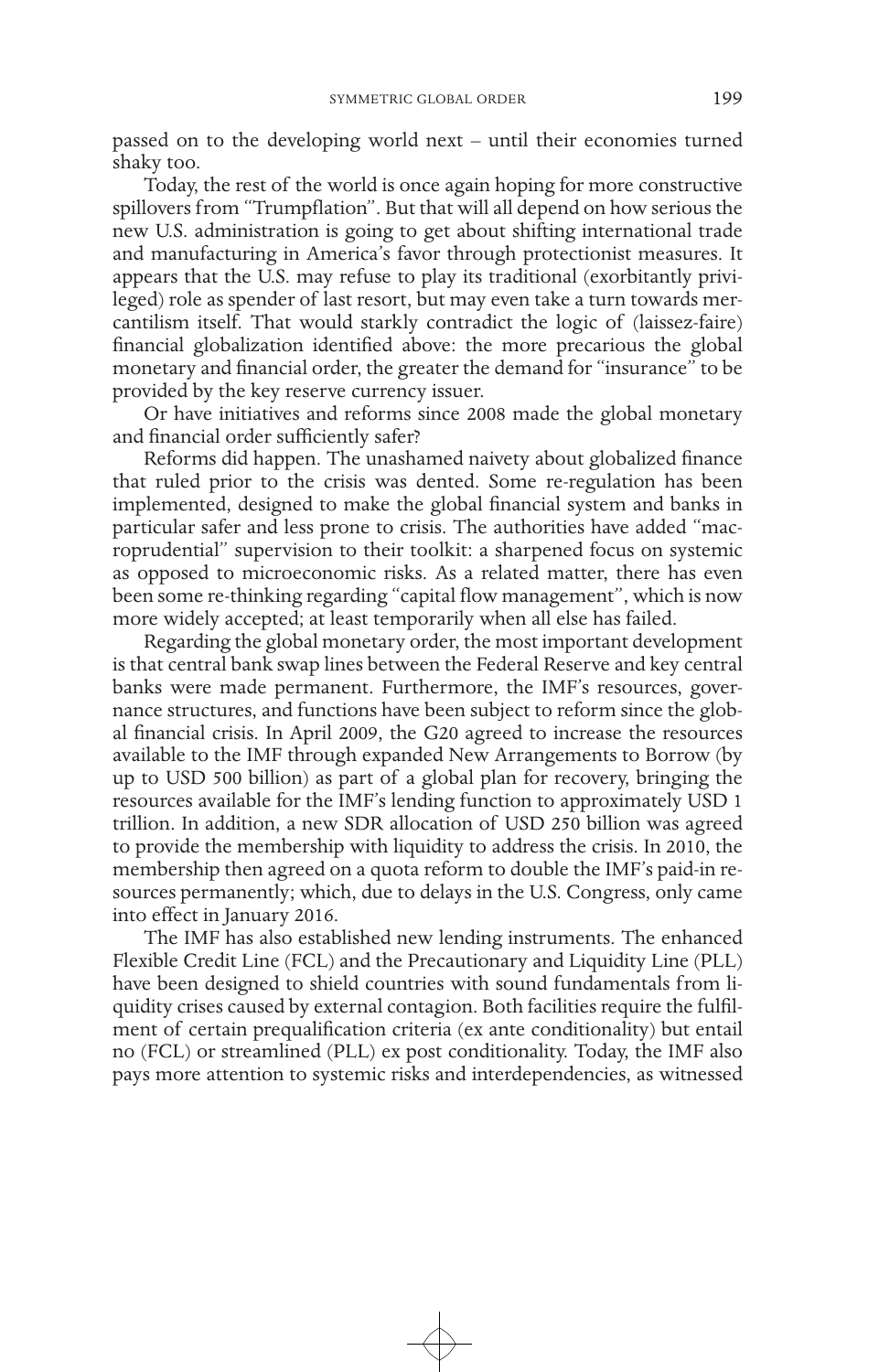passed on to the developing world next – until their economies turned shaky too.

Today, the rest of the world is once again hoping for more constructive spillovers from "Trumpflation". But that will all depend on how serious the new U.S. administration is going to get about shifting international trade and manufacturing in America's favor through protectionist measures. It appears that the U.S. may refuse to play its traditional (exorbitantly privileged) role as spender of last resort, but may even take a turn towards mercantilism itself. That would starkly contradict the logic of (laissez-faire) financial globalization identified above: the more precarious the global monetary and financial order, the greater the demand for "insurance" to be provided by the key reserve currency issuer.

Or have initiatives and reforms since 2008 made the global monetary and financial order sufficiently safer?

Reforms did happen. The unashamed naivety about globalized finance that ruled prior to the crisis was dented. Some re-regulation has been implemented, designed to make the global financial system and banks in particular safer and less prone to crisis. The authorities have added "macroprudential" supervision to their toolkit: a sharpened focus on systemic as opposed to microeconomic risks. As a related matter, there has even been some re-thinking regarding "capital flow management", which is now more widely accepted; at least temporarily when all else has failed.

Regarding the global monetary order, the most important development is that central bank swap lines between the Federal Reserve and key central banks were made permanent. Furthermore, the IMF's resources, governance structures, and functions have been subject to reform since the global financial crisis. In April 2009, the G20 agreed to increase the resources available to the IMF through expanded New Arrangements to Borrow (by up to USD 500 billion) as part of a global plan for recovery, bringing the resources available for the IMF's lending function to approximately USD 1 trillion. In addition, a new SDR allocation of USD 250 billion was agreed to provide the membership with liquidity to address the crisis. In 2010, the membership then agreed on a quota reform to double the IMF's paid-in resources permanently; which, due to delays in the U.S. Congress, only came into effect in January 2016.

The IMF has also established new lending instruments. The enhanced Flexible Credit Line (FCL) and the Precautionary and Liquidity Line (PLL) have been designed to shield countries with sound fundamentals from liquidity crises caused by external contagion. Both facilities require the fulfilment of certain prequalification criteria (ex ante conditionality) but entail no (FCL) or streamlined (PLL) ex post conditionality. Today, the IMF also pays more attention to systemic risks and interdependencies, as witnessed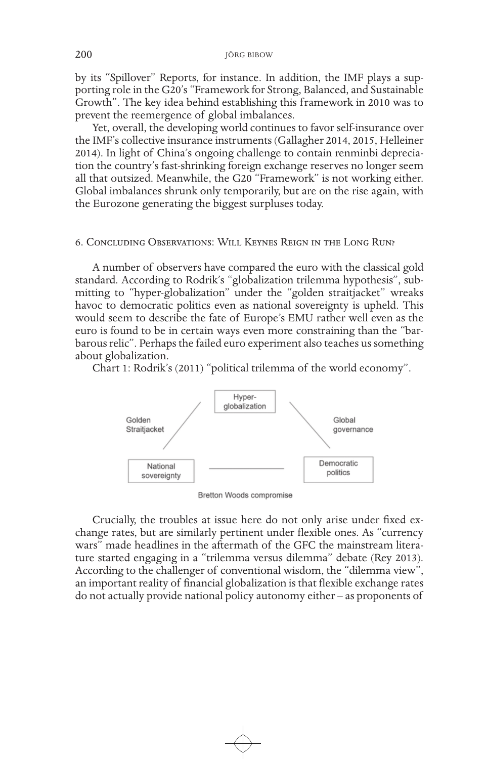by its "Spillover" Reports, for instance. In addition, the IMF plays a supporting role in the G20's "Framework for Strong, Balanced, and Sustainable Growth". The key idea behind establishing this framework in 2010 was to prevent the reemergence of global imbalances.

Yet, overall, the developing world continues to favor self-insurance over the IMF's collective insurance instruments (Gallagher 2014, 2015, Helleiner 2014). In light of China's ongoing challenge to contain renminbi depreciation the country's fast-shrinking foreign exchange reserves no longer seem all that outsized. Meanwhile, the G20 "Framework" is not working either. Global imbalances shrunk only temporarily, but are on the rise again, with the Eurozone generating the biggest surpluses today.

## 6. Concluding Observations: Will Keynes Reign in the Long Run?

A number of observers have compared the euro with the classical gold standard. According to Rodrik's "globalization trilemma hypothesis", submitting to "hyper-globalization" under the "golden straitjacket" wreaks havoc to democratic politics even as national sovereignty is upheld. This would seem to describe the fate of Europe's EMU rather well even as the euro is found to be in certain ways even more constraining than the "barbarous relic". Perhaps the failed euro experiment also teaches us something about globalization.

Chart 1: Rodrik's (2011) "political trilemma of the world economy".

Hyper-globalization

Golden Straitjacket — Global governance

National sovereignty — Democratic politics

Bretton Woods compromise

Crucially, the troubles at issue here do not only arise under fixed exchange rates, but are similarly pertinent under flexible ones. As "currency wars" made headlines in the aftermath of the GFC the mainstream literature started engaging in a "trilemma versus dilemma" debate (Rey 2013). According to the challenger of conventional wisdom, the "dilemma view", an important reality of financial globalization is that flexible exchange rates do not actually provide national policy autonomy either – as proponents of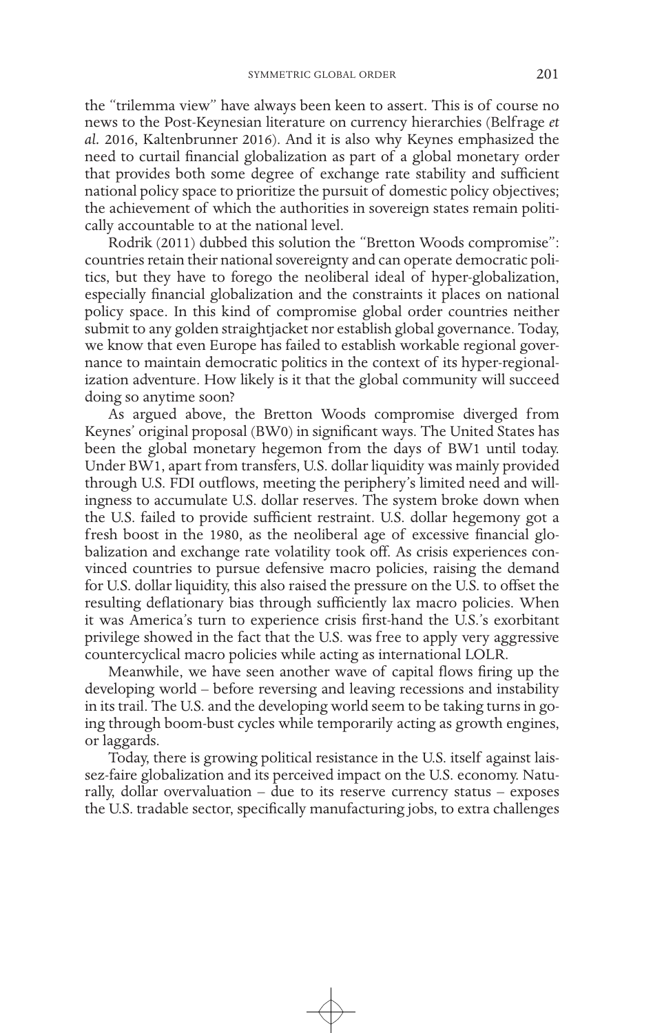the "trilemma view" have always been keen to assert. This is of course no news to the Post-Keynesian literature on currency hierarchies (Belfrage *et al.* 2016, Kaltenbrunner 2016). And it is also why Keynes emphasized the need to curtail financial globalization as part of a global monetary order that provides both some degree of exchange rate stability and sufficient national policy space to prioritize the pursuit of domestic policy objectives; the achievement of which the authorities in sovereign states remain politically accountable to at the national level.

Rodrik (2011) dubbed this solution the "Bretton Woods compromise": countries retain their national sovereignty and can operate democratic politics, but they have to forego the neoliberal ideal of hyper-globalization, especially financial globalization and the constraints it places on national policy space. In this kind of compromise global order countries neither submit to any golden straightjacket nor establish global governance. Today, we know that even Europe has failed to establish workable regional governance to maintain democratic politics in the context of its hyper-regionalization adventure. How likely is it that the global community will succeed doing so anytime soon?

As argued above, the Bretton Woods compromise diverged from Keynes' original proposal (BW0) in significant ways. The United States has been the global monetary hegemon from the days of BW1 until today. Under BW1, apart from transfers, U.S. dollar liquidity was mainly provided through U.S. FDI outflows, meeting the periphery's limited need and willingness to accumulate U.S. dollar reserves. The system broke down when the U.S. failed to provide sufficient restraint. U.S. dollar hegemony got a fresh boost in the 1980, as the neoliberal age of excessive financial globalization and exchange rate volatility took off. As crisis experiences convinced countries to pursue defensive macro policies, raising the demand for U.S. dollar liquidity, this also raised the pressure on the U.S. to offset the resulting deflationary bias through sufficiently lax macro policies. When it was America's turn to experience crisis first-hand the U.S.'s exorbitant privilege showed in the fact that the U.S. was free to apply very aggressive countercyclical macro policies while acting as international LOLR.

Meanwhile, we have seen another wave of capital flows firing up the developing world – before reversing and leaving recessions and instability in its trail. The U.S. and the developing world seem to be taking turns in going through boom-bust cycles while temporarily acting as growth engines, or laggards.

Today, there is growing political resistance in the U.S. itself against laissez-faire globalization and its perceived impact on the U.S. economy. Naturally, dollar overvaluation – due to its reserve currency status – exposes the U.S. tradable sector, specifically manufacturing jobs, to extra challenges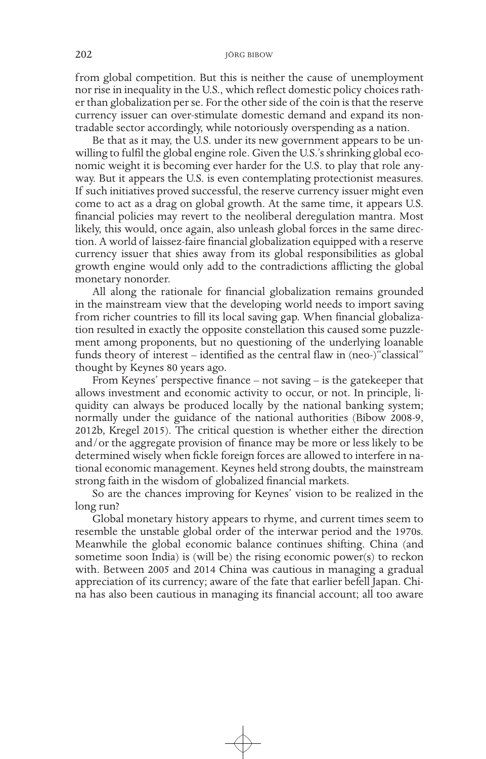from global competition. But this is neither the cause of unemployment nor rise in inequality in the U.S., which reflect domestic policy choices rather than globalization per se. For the other side of the coin is that the reserve currency issuer can over-stimulate domestic demand and expand its nontradable sector accordingly, while notoriously overspending as a nation.

Be that as it may, the U.S. under its new government appears to be unwilling to fulfil the global engine role. Given the U.S.'s shrinking global economic weight it is becoming ever harder for the U.S. to play that role anyway. But it appears the U.S. is even contemplating protectionist measures. If such initiatives proved successful, the reserve currency issuer might even come to act as a drag on global growth. At the same time, it appears U.S. financial policies may revert to the neoliberal deregulation mantra. Most likely, this would, once again, also unleash global forces in the same direction. A world of laissez-faire financial globalization equipped with a reserve currency issuer that shies away from its global responsibilities as global growth engine would only add to the contradictions afflicting the global monetary nonorder.

All along the rationale for financial globalization remains grounded in the mainstream view that the developing world needs to import saving from richer countries to fill its local saving gap. When financial globalization resulted in exactly the opposite constellation this caused some puzzlement among proponents, but no questioning of the underlying loanable funds theory of interest – identified as the central flaw in (neo-)"classical" thought by Keynes 80 years ago.

From Keynes' perspective finance – not saving – is the gatekeeper that allows investment and economic activity to occur, or not. In principle, liquidity can always be produced locally by the national banking system; normally under the guidance of the national authorities (Bibow 2008-9, 2012b, Kregel 2015). The critical question is whether either the direction and/or the aggregate provision of finance may be more or less likely to be determined wisely when fickle foreign forces are allowed to interfere in national economic management. Keynes held strong doubts, the mainstream strong faith in the wisdom of globalized financial markets.

So are the chances improving for Keynes' vision to be realized in the long run?

Global monetary history appears to rhyme, and current times seem to resemble the unstable global order of the interwar period and the 1970s. Meanwhile the global economic balance continues shifting. China (and sometime soon India) is (will be) the rising economic power(s) to reckon with. Between 2005 and 2014 China was cautious in managing a gradual appreciation of its currency; aware of the fate that earlier befell Japan. China has also been cautious in managing its financial account; all too aware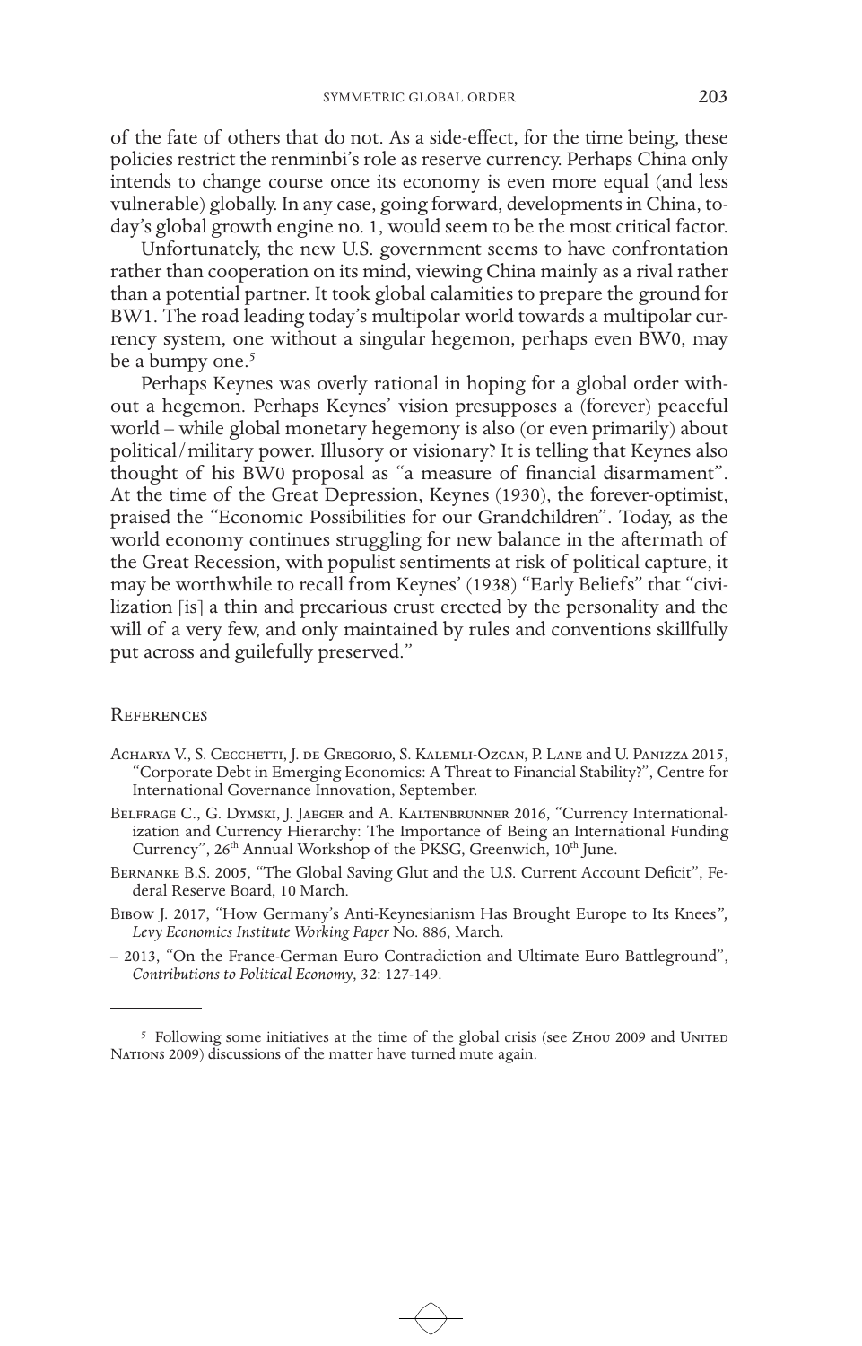of the fate of others that do not. As a side-effect, for the time being, these policies restrict the renminbi's role as reserve currency. Perhaps China only intends to change course once its economy is even more equal (and less vulnerable) globally. In any case, going forward, developments in China, today's global growth engine no. 1, would seem to be the most critical factor.

Unfortunately, the new U.S. government seems to have confrontation rather than cooperation on its mind, viewing China mainly as a rival rather than a potential partner. It took global calamities to prepare the ground for BW1. The road leading today's multipolar world towards a multipolar currency system, one without a singular hegemon, perhaps even BW0, may be a bumpy one.[5]

Perhaps Keynes was overly rational in hoping for a global order without a hegemon. Perhaps Keynes' vision presupposes a (forever) peaceful world – while global monetary hegemony is also (or even primarily) about political/military power. Illusory or visionary? It is telling that Keynes also thought of his BW0 proposal as "a measure of financial disarmament". At the time of the Great Depression, Keynes (1930), the forever-optimist, praised the "Economic Possibilities for our Grandchildren". Today, as the world economy continues struggling for new balance in the aftermath of the Great Recession, with populist sentiments at risk of political capture, it may be worthwhile to recall from Keynes' (1938) "Early Beliefs" that "civilization [is] a thin and precarious crust erected by the personality and the will of a very few, and only maintained by rules and conventions skillfully put across and guilefully preserved."

## References

Acharya V., S. Cecchetti, J. de Gregorio, S. Kalemli-Ozcan, P. Lane and U. Panizza 2015, "Corporate Debt in Emerging Economics: A Threat to Financial Stability?", Centre for International Governance Innovation, September.

Belfrage C., G. Dymski, J. Jaeger and A. Kaltenbrunner 2016, "Currency Internationalization and Currency Hierarchy: The Importance of Being an International Funding Currency", 26th Annual Workshop of the PKSG, Greenwich, 10th June.

Bernanke B.S. 2005, "The Global Saving Glut and the U.S. Current Account Deficit", Federal Reserve Board, 10 March.

Bibow J. 2017, "How Germany's Anti-Keynesianism Has Brought Europe to Its Knees", *Levy Economics Institute Working Paper* No. 886, March.

– 2013, "On the France-German Euro Contradiction and Ultimate Euro Battleground", *Contributions to Political Economy*, 32: 127-149.

---

[5] Following some initiatives at the time of the global crisis (see Zhou 2009 and United Nations 2009) discussions of the matter have turned mute again.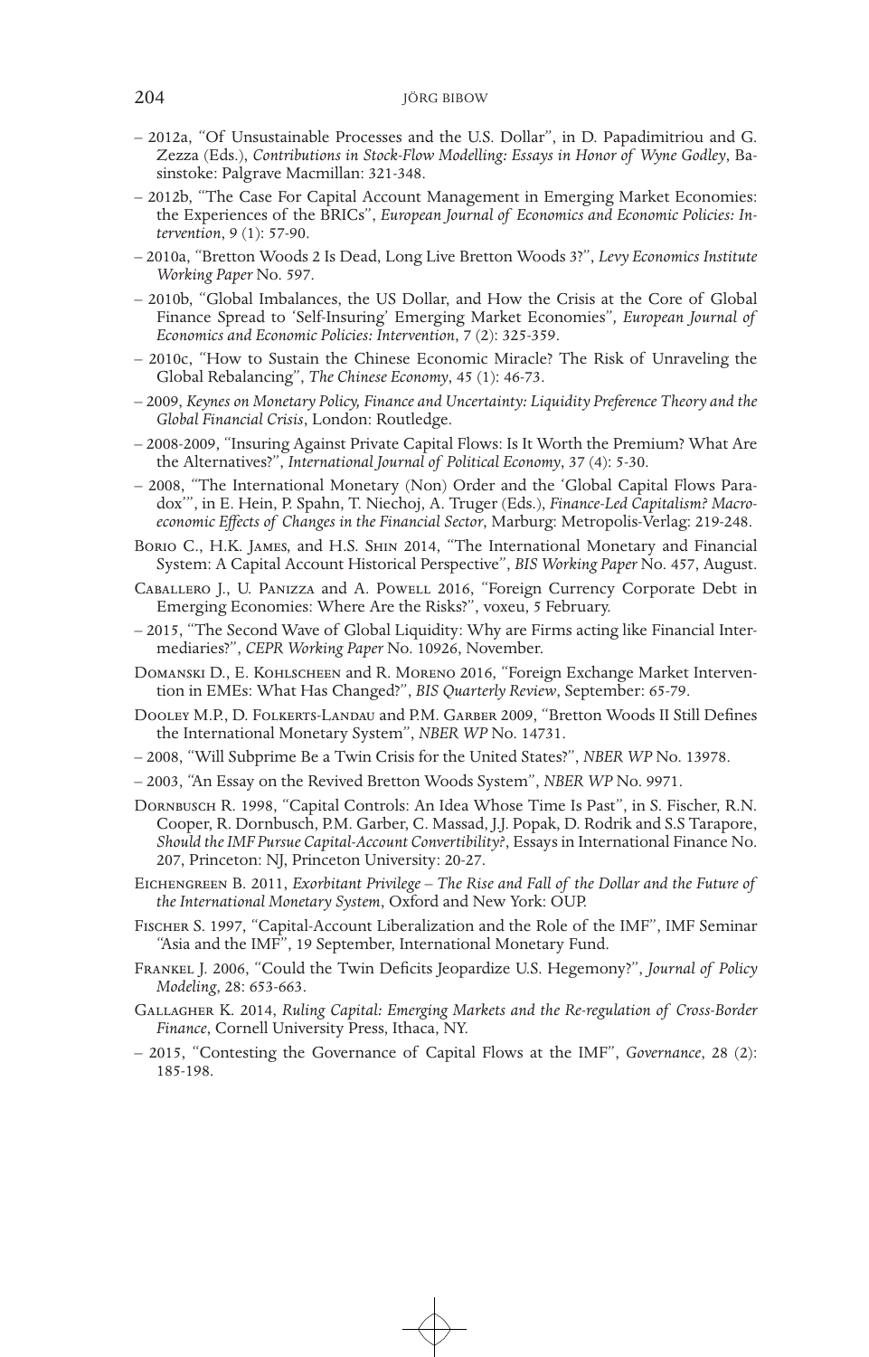– 2012a, "Of Unsustainable Processes and the U.S. Dollar", in D. Papadimitriou and G. Zezza (Eds.), *Contributions in Stock-Flow Modelling: Essays in Honor of Wyne Godley*, Basinstoke: Palgrave Macmillan: 321-348.

– 2012b, "The Case For Capital Account Management in Emerging Market Economies: the Experiences of the BRICs", *European Journal of Economics and Economic Policies: Intervention*, 9 (1): 57-90.

– 2010a, "Bretton Woods 2 Is Dead, Long Live Bretton Woods 3?", *Levy Economics Institute Working Paper* No. 597.

– 2010b, "Global Imbalances, the US Dollar, and How the Crisis at the Core of Global Finance Spread to 'Self-Insuring' Emerging Market Economies", *European Journal of Economics and Economic Policies: Intervention*, 7 (2): 325-359.

– 2010c, "How to Sustain the Chinese Economic Miracle? The Risk of Unraveling the Global Rebalancing", *The Chinese Economy*, 45 (1): 46-73.

– 2009, *Keynes on Monetary Policy, Finance and Uncertainty: Liquidity Preference Theory and the Global Financial Crisis*, London: Routledge.

– 2008-2009, "Insuring Against Private Capital Flows: Is It Worth the Premium? What Are the Alternatives?", *International Journal of Political Economy*, 37 (4): 5-30.

– 2008, "The International Monetary (Non) Order and the 'Global Capital Flows Paradox'", in E. Hein, P. Spahn, T. Niechoj, A. Truger (Eds.), *Finance-Led Capitalism? Macroeconomic Effects of Changes in the Financial Sector*, Marburg: Metropolis-Verlag: 219-248.

Borio C., H.K. James, and H.S. Shin 2014, "The International Monetary and Financial System: A Capital Account Historical Perspective", *BIS Working Paper* No. 457, August.

Caballero J., U. Panizza and A. Powell 2016, "Foreign Currency Corporate Debt in Emerging Economies: Where Are the Risks?", voxeu, 5 February.

– 2015, "The Second Wave of Global Liquidity: Why are Firms acting like Financial Intermediaries?", *CEPR Working Paper* No. 10926, November.

Domanski D., E. Kohlscheen and R. Moreno 2016, "Foreign Exchange Market Intervention in EMEs: What Has Changed?", *BIS Quarterly Review*, September: 65-79.

Dooley M.P., D. Folkerts-Landau and P.M. Garber 2009, "Bretton Woods II Still Defines the International Monetary System", *NBER WP* No. 14731.

– 2008, "Will Subprime Be a Twin Crisis for the United States?", *NBER WP* No. 13978.

– 2003, "An Essay on the Revived Bretton Woods System", *NBER WP* No. 9971.

Dornbusch R. 1998, "Capital Controls: An Idea Whose Time Is Past", in S. Fischer, R.N. Cooper, R. Dornbusch, P.M. Garber, C. Massad, J.J. Popak, D. Rodrik and S.S Tarapore, *Should the IMF Pursue Capital-Account Convertibility?*, Essays in International Finance No. 207, Princeton: NJ, Princeton University: 20-27.

Eichengreen B. 2011, *Exorbitant Privilege – The Rise and Fall of the Dollar and the Future of the International Monetary System*, Oxford and New York: OUP.

Fischer S. 1997, "Capital-Account Liberalization and the Role of the IMF", IMF Seminar "Asia and the IMF", 19 September, International Monetary Fund.

Frankel J. 2006, "Could the Twin Deficits Jeopardize U.S. Hegemony?", *Journal of Policy Modeling*, 28: 653-663.

Gallagher K. 2014, *Ruling Capital: Emerging Markets and the Re-regulation of Cross-Border Finance*, Cornell University Press, Ithaca, NY.

– 2015, "Contesting the Governance of Capital Flows at the IMF", *Governance*, 28 (2): 185-198.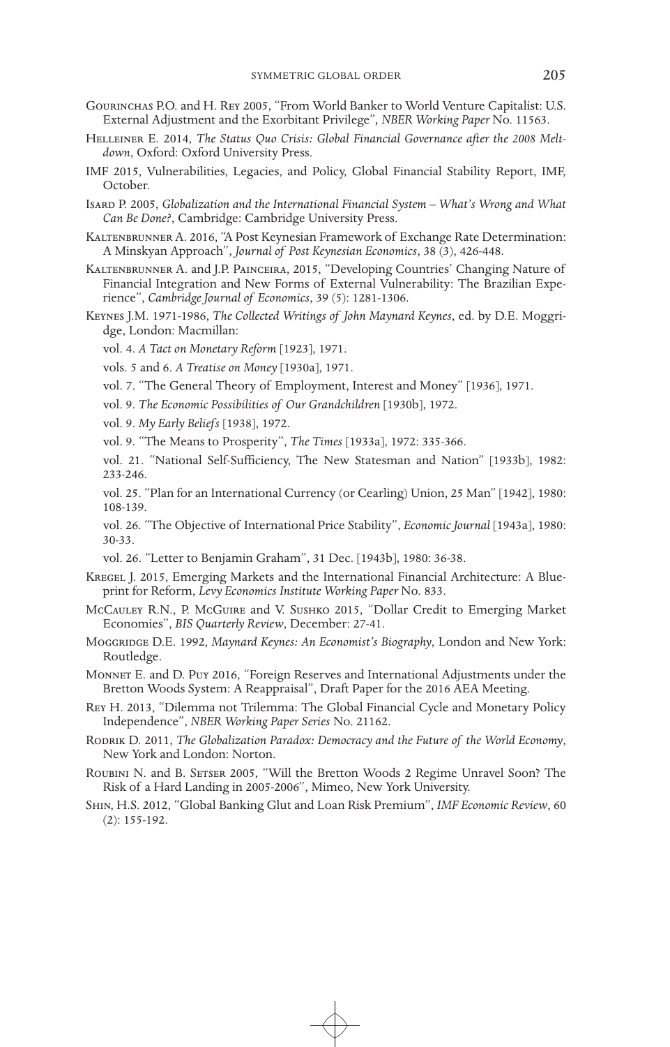Gourinchas P.O. and H. Rey 2005, "From World Banker to World Venture Capitalist: U.S. External Adjustment and the Exorbitant Privilege", *NBER Working Paper* No. 11563.

Helleiner E. 2014, *The Status Quo Crisis: Global Financial Governance after the 2008 Meltdown*, Oxford: Oxford University Press.

IMF 2015, Vulnerabilities, Legacies, and Policy, Global Financial Stability Report, IMF, October.

Isard P. 2005, *Globalization and the International Financial System – What's Wrong and What Can Be Done?*, Cambridge: Cambridge University Press.

Kaltenbrunner A. 2016, "A Post Keynesian Framework of Exchange Rate Determination: A Minskyan Approach", *Journal of Post Keynesian Economics*, 38 (3), 426-448.

Kaltenbrunner A. and J.P. Painceira, 2015, "Developing Countries' Changing Nature of Financial Integration and New Forms of External Vulnerability: The Brazilian Experience", *Cambridge Journal of Economics*, 39 (5): 1281-1306.

Keynes J.M. 1971-1986, *The Collected Writings of John Maynard Keynes*, ed. by D.E. Moggridge, London: Macmillan:

vol. 4. *A Tact on Monetary Reform* [1923], 1971.

vols. 5 and 6. *A Treatise on Money* [1930a], 1971.

vol. 7. "The General Theory of Employment, Interest and Money" [1936], 1971.

vol. 9. *The Economic Possibilities of Our Grandchildren* [1930b], 1972.

vol. 9. *My Early Beliefs* [1938], 1972.

vol. 9. "The Means to Prosperity", *The Times* [1933a], 1972: 335-366.

vol. 21. "National Self-Sufficiency, The New Statesman and Nation" [1933b], 1982: 233-246.

vol. 25. "Plan for an International Currency (or Cearling) Union, 25 Man" [1942], 1980: 108-139.

vol. 26. "The Objective of International Price Stability", *Economic Journal* [1943a], 1980: 30-33.

vol. 26. "Letter to Benjamin Graham", 31 Dec. [1943b], 1980: 36-38.

Kregel J. 2015, Emerging Markets and the International Financial Architecture: A Blueprint for Reform, *Levy Economics Institute Working Paper* No. 833.

McCauley R.N., P. McGuire and V. Sushko 2015, "Dollar Credit to Emerging Market Economies", *BIS Quarterly Review*, December: 27-41.

Moggridge D.E. 1992, *Maynard Keynes: An Economist's Biography*, London and New York: Routledge.

Monnet E. and D. Puy 2016, "Foreign Reserves and International Adjustments under the Bretton Woods System: A Reappraisal", Draft Paper for the 2016 AEA Meeting.

Rey H. 2013, "Dilemma not Trilemma: The Global Financial Cycle and Monetary Policy Independence", *NBER Working Paper Series* No. 21162.

Rodrik D. 2011, *The Globalization Paradox: Democracy and the Future of the World Economy*, New York and London: Norton.

Roubini N. and B. Setser 2005, "Will the Bretton Woods 2 Regime Unravel Soon? The Risk of a Hard Landing in 2005-2006", Mimeo, New York University.

Shin, H.S. 2012, "Global Banking Glut and Loan Risk Premium", *IMF Economic Review*, 60 (2): 155-192.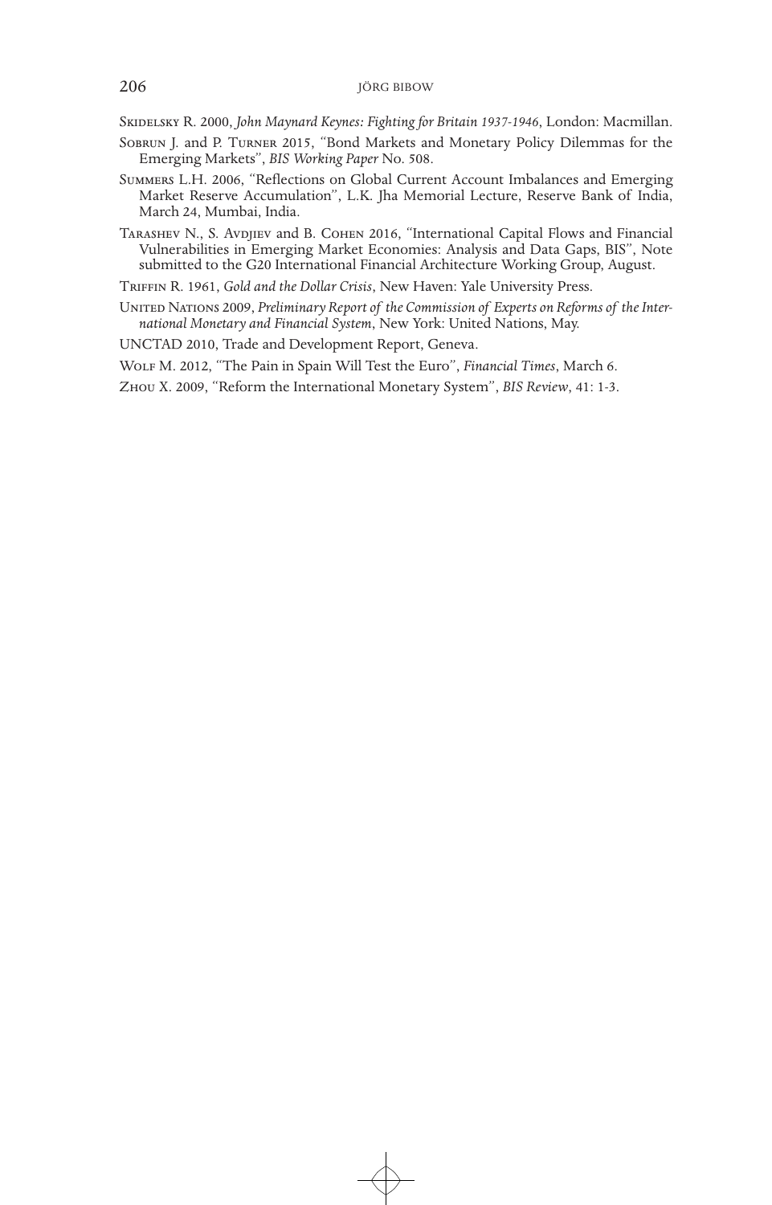Skidelsky R. 2000, *John Maynard Keynes: Fighting for Britain 1937-1946*, London: Macmillan.

Sobrun J. and P. Turner 2015, "Bond Markets and Monetary Policy Dilemmas for the Emerging Markets", *BIS Working Paper* No. 508.

Summers L.H. 2006, "Reflections on Global Current Account Imbalances and Emerging Market Reserve Accumulation", L.K. Jha Memorial Lecture, Reserve Bank of India, March 24, Mumbai, India.

Tarashev N., S. Avdjiev and B. Cohen 2016, "International Capital Flows and Financial Vulnerabilities in Emerging Market Economies: Analysis and Data Gaps, BIS", Note submitted to the G20 International Financial Architecture Working Group, August.

Triffin R. 1961, *Gold and the Dollar Crisis*, New Haven: Yale University Press.

United Nations 2009, *Preliminary Report of the Commission of Experts on Reforms of the International Monetary and Financial System*, New York: United Nations, May.

UNCTAD 2010, Trade and Development Report, Geneva.

Wolf M. 2012, "The Pain in Spain Will Test the Euro", *Financial Times*, March 6.

Zhou X. 2009, "Reform the International Monetary System", *BIS Review*, 41: 1-3.